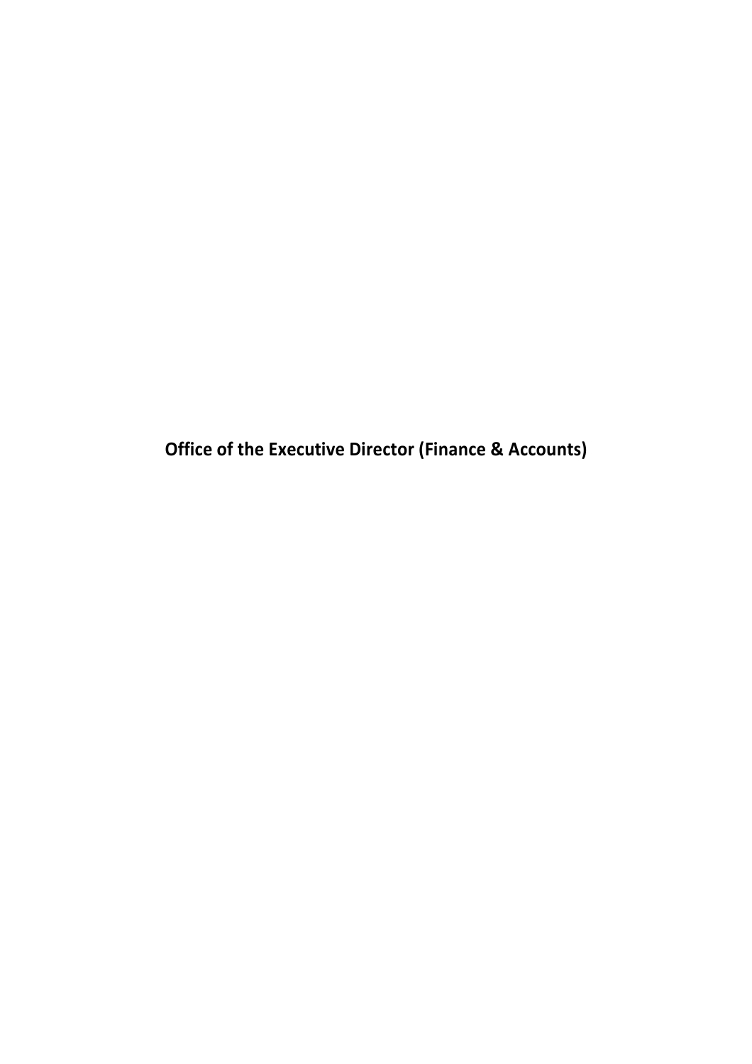**Office of the Executive Director (Finance & Accounts)**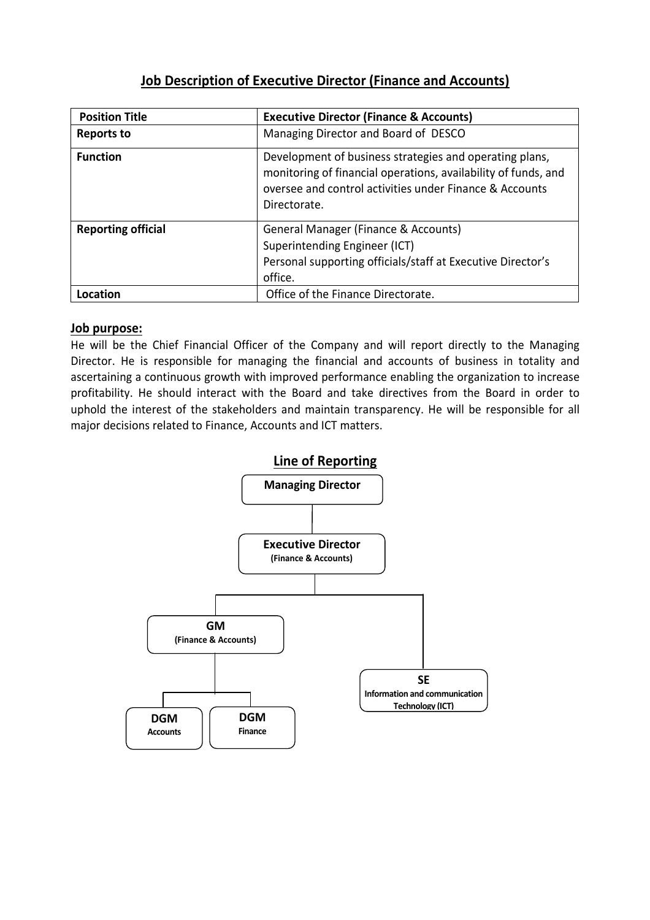## Job Description of Executive Director (Finance and Accounts)

| Position Title | Executive Director (Finance & Accounts) |
|---|---|
| **Reports to** | Managing Director and Board of DESCO |
| **Function** | Development of business strategies and operating plans, monitoring of financial operations, availability of funds, and oversee and control activities under Finance & Accounts Directorate. |
| **Reporting official** | General Manager (Finance & Accounts)<br>Superintending Engineer (ICT)<br>Personal supporting officials/staff at Executive Director's office. |
| **Location** | Office of the Finance Directorate. |

### Job purpose:

He will be the Chief Financial Officer of the Company and will report directly to the Managing Director. He is responsible for managing the financial and accounts of business in totality and ascertaining a continuous growth with improved performance enabling the organization to increase profitability. He should interact with the Board and take directives from the Board in order to uphold the interest of the stakeholders and maintain transparency. He will be responsible for all major decisions related to Finance, Accounts and ICT matters.

### Line of Reporting

- **Managing Director**
  - **Executive Director** (Finance & Accounts)
    - **GM** (Finance & Accounts)
      - **DGM** Accounts
      - **DGM** Finance
    - **SE** Information and communication Technology (ICT)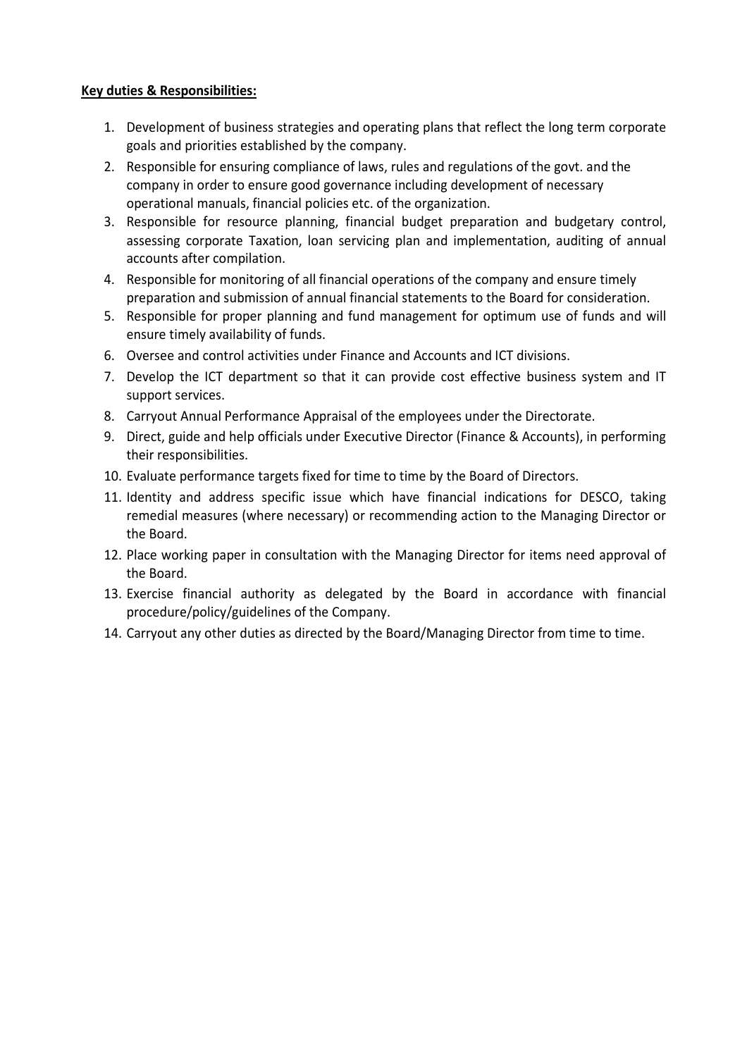**Key duties & Responsibilities:**

1. Development of business strategies and operating plans that reflect the long term corporate goals and priorities established by the company.
2. Responsible for ensuring compliance of laws, rules and regulations of the govt. and the company in order to ensure good governance including development of necessary operational manuals, financial policies etc. of the organization.
3. Responsible for resource planning, financial budget preparation and budgetary control, assessing corporate Taxation, loan servicing plan and implementation, auditing of annual accounts after compilation.
4. Responsible for monitoring of all financial operations of the company and ensure timely preparation and submission of annual financial statements to the Board for consideration.
5. Responsible for proper planning and fund management for optimum use of funds and will ensure timely availability of funds.
6. Oversee and control activities under Finance and Accounts and ICT divisions.
7. Develop the ICT department so that it can provide cost effective business system and IT support services.
8. Carryout Annual Performance Appraisal of the employees under the Directorate.
9. Direct, guide and help officials under Executive Director (Finance & Accounts), in performing their responsibilities.
10. Evaluate performance targets fixed for time to time by the Board of Directors.
11. Identity and address specific issue which have financial indications for DESCO, taking remedial measures (where necessary) or recommending action to the Managing Director or the Board.
12. Place working paper in consultation with the Managing Director for items need approval of the Board.
13. Exercise financial authority as delegated by the Board in accordance with financial procedure/policy/guidelines of the Company.
14. Carryout any other duties as directed by the Board/Managing Director from time to time.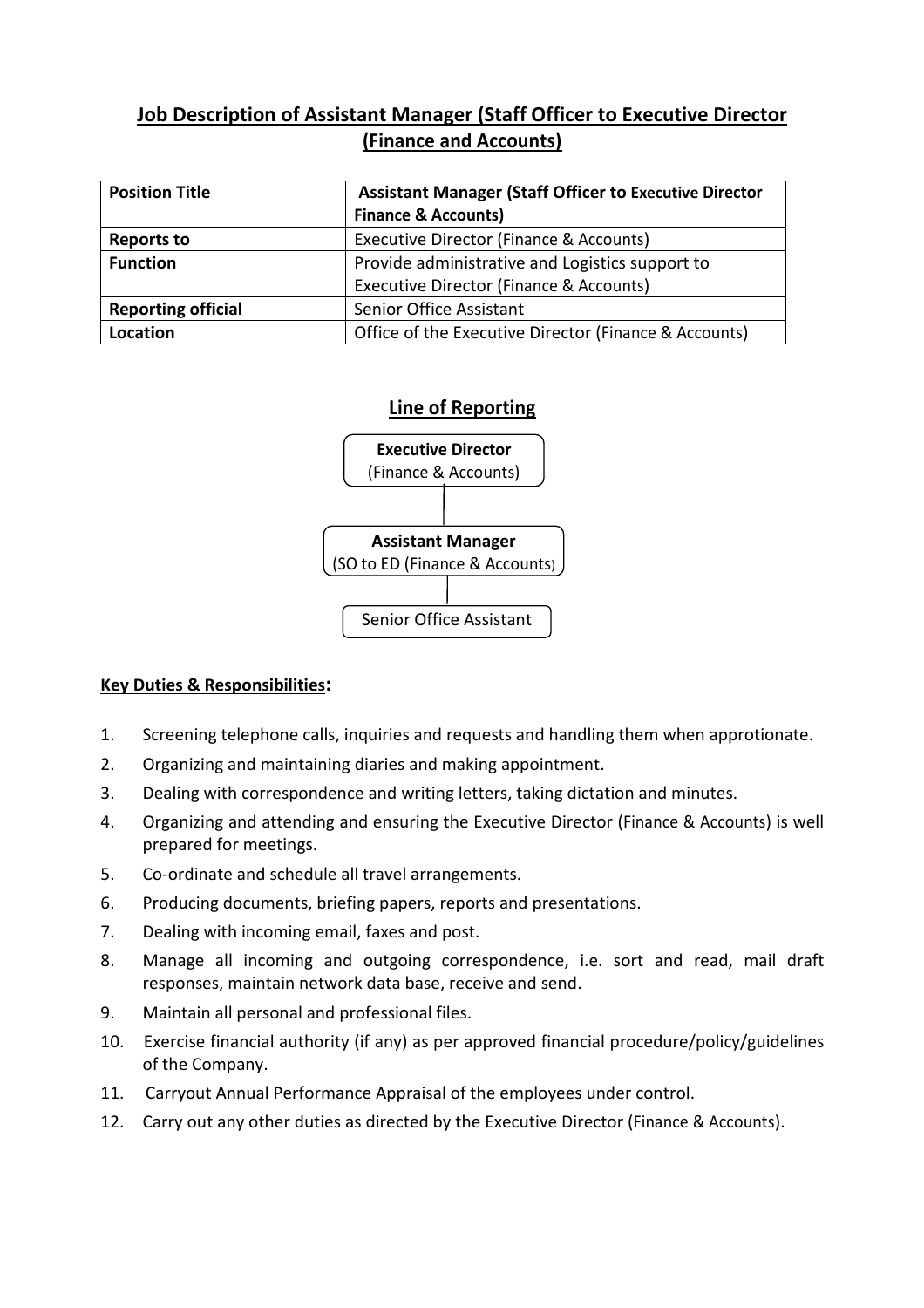# Job Description of Assistant Manager (Staff Officer to Executive Director (Finance and Accounts)

| **Position Title** | **Assistant Manager (Staff Officer to Executive Director Finance & Accounts)** |
|---|---|
| **Reports to** | Executive Director (Finance & Accounts) |
| **Function** | Provide administrative and Logistics support to Executive Director (Finance & Accounts) |
| **Reporting official** | Senior Office Assistant |
| **Location** | Office of the Executive Director (Finance & Accounts) |

## Line of Reporting

**Executive Director** (Finance & Accounts)

↓

**Assistant Manager** (SO to ED (Finance & Accounts)

↓

Senior Office Assistant

**Key Duties & Responsibilities:**

1. Screening telephone calls, inquiries and requests and handling them when approtionate.
2. Organizing and maintaining diaries and making appointment.
3. Dealing with correspondence and writing letters, taking dictation and minutes.
4. Organizing and attending and ensuring the Executive Director (Finance & Accounts) is well prepared for meetings.
5. Co-ordinate and schedule all travel arrangements.
6. Producing documents, briefing papers, reports and presentations.
7. Dealing with incoming email, faxes and post.
8. Manage all incoming and outgoing correspondence, i.e. sort and read, mail draft responses, maintain network data base, receive and send.
9. Maintain all personal and professional files.
10. Exercise financial authority (if any) as per approved financial procedure/policy/guidelines of the Company.
11. Carryout Annual Performance Appraisal of the employees under control.
12. Carry out any other duties as directed by the Executive Director (Finance & Accounts).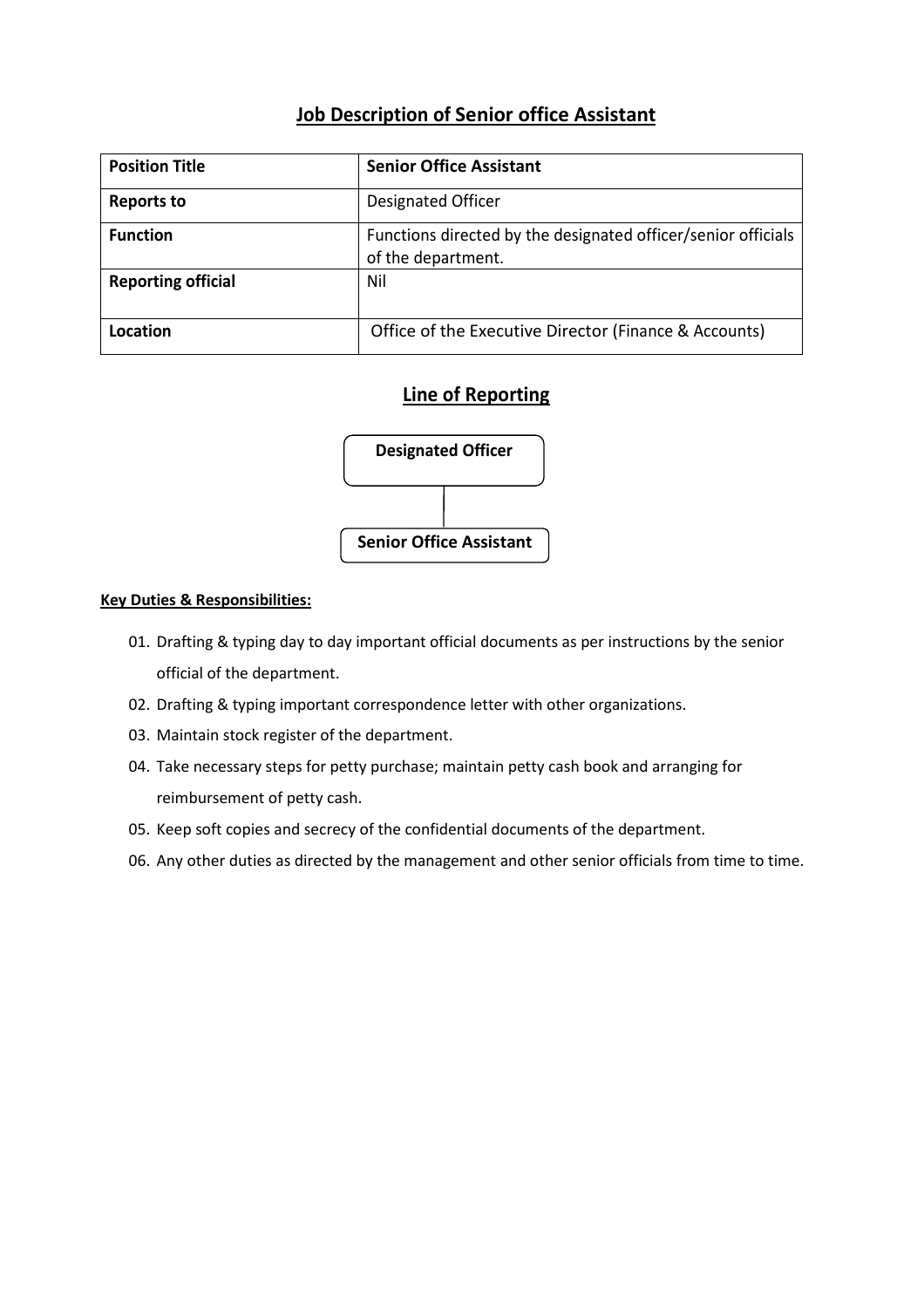## Job Description of Senior office Assistant

| **Position Title** | **Senior Office Assistant** |
|---|---|
| **Reports to** | Designated Officer |
| **Function** | Functions directed by the designated officer/senior officials of the department. |
| **Reporting official** | Nil |
| **Location** | Office of the Executive Director (Finance & Accounts) |

## Line of Reporting

**Designated Officer**

**Senior Office Assistant**

**Key Duties & Responsibilities:**

01. Drafting & typing day to day important official documents as per instructions by the senior official of the department.
02. Drafting & typing important correspondence letter with other organizations.
03. Maintain stock register of the department.
04. Take necessary steps for petty purchase; maintain petty cash book and arranging for reimbursement of petty cash.
05. Keep soft copies and secrecy of the confidential documents of the department.
06. Any other duties as directed by the management and other senior officials from time to time.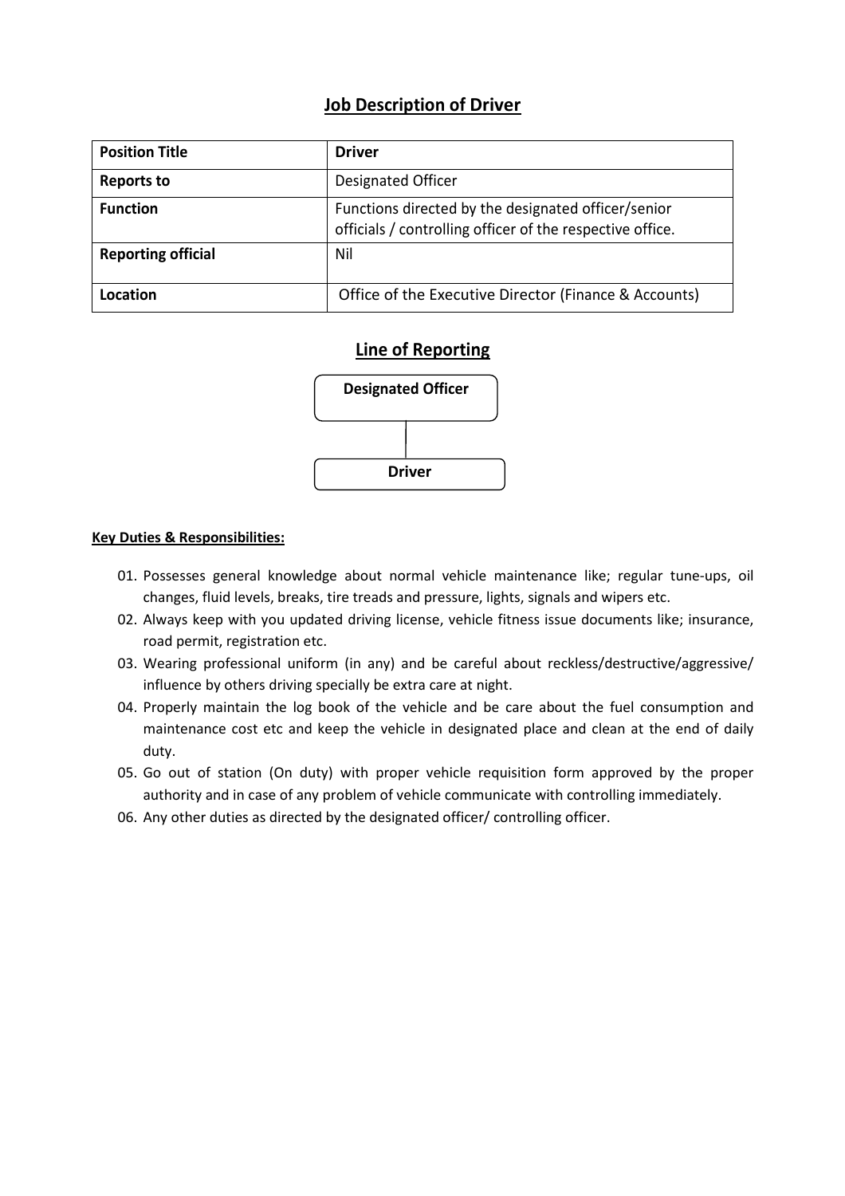## Job Description of Driver

| **Position Title** | **Driver** |
|---|---|
| **Reports to** | Designated Officer |
| **Function** | Functions directed by the designated officer/senior officials / controlling officer of the respective office. |
| **Reporting official** | Nil |
| **Location** | Office of the Executive Director (Finance & Accounts) |

## Line of Reporting

**Designated Officer**

**Driver**

**Key Duties & Responsibilities:**

01. Possesses general knowledge about normal vehicle maintenance like; regular tune-ups, oil changes, fluid levels, breaks, tire treads and pressure, lights, signals and wipers etc.
02. Always keep with you updated driving license, vehicle fitness issue documents like; insurance, road permit, registration etc.
03. Wearing professional uniform (in any) and be careful about reckless/destructive/aggressive/ influence by others driving specially be extra care at night.
04. Properly maintain the log book of the vehicle and be care about the fuel consumption and maintenance cost etc and keep the vehicle in designated place and clean at the end of daily duty.
05. Go out of station (On duty) with proper vehicle requisition form approved by the proper authority and in case of any problem of vehicle communicate with controlling immediately.
06. Any other duties as directed by the designated officer/ controlling officer.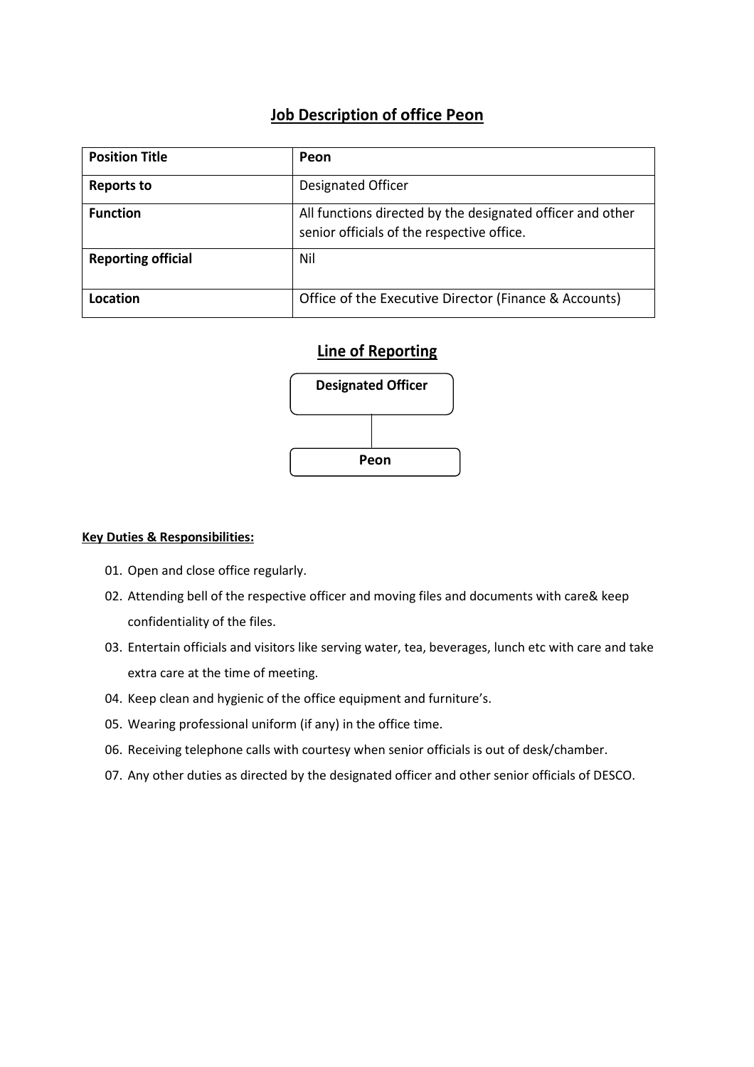# Job Description of office Peon

| Position Title | Peon |
| --- | --- |
| Reports to | Designated Officer |
| Function | All functions directed by the designated officer and other senior officials of the respective office. |
| Reporting official | Nil |
| Location | Office of the Executive Director (Finance & Accounts) |

## Line of Reporting

Designated Officer

Peon

**Key Duties & Responsibilities:**

01. Open and close office regularly.
02. Attending bell of the respective officer and moving files and documents with care& keep confidentiality of the files.
03. Entertain officials and visitors like serving water, tea, beverages, lunch etc with care and take extra care at the time of meeting.
04. Keep clean and hygienic of the office equipment and furniture's.
05. Wearing professional uniform (if any) in the office time.
06. Receiving telephone calls with courtesy when senior officials is out of desk/chamber.
07. Any other duties as directed by the designated officer and other senior officials of DESCO.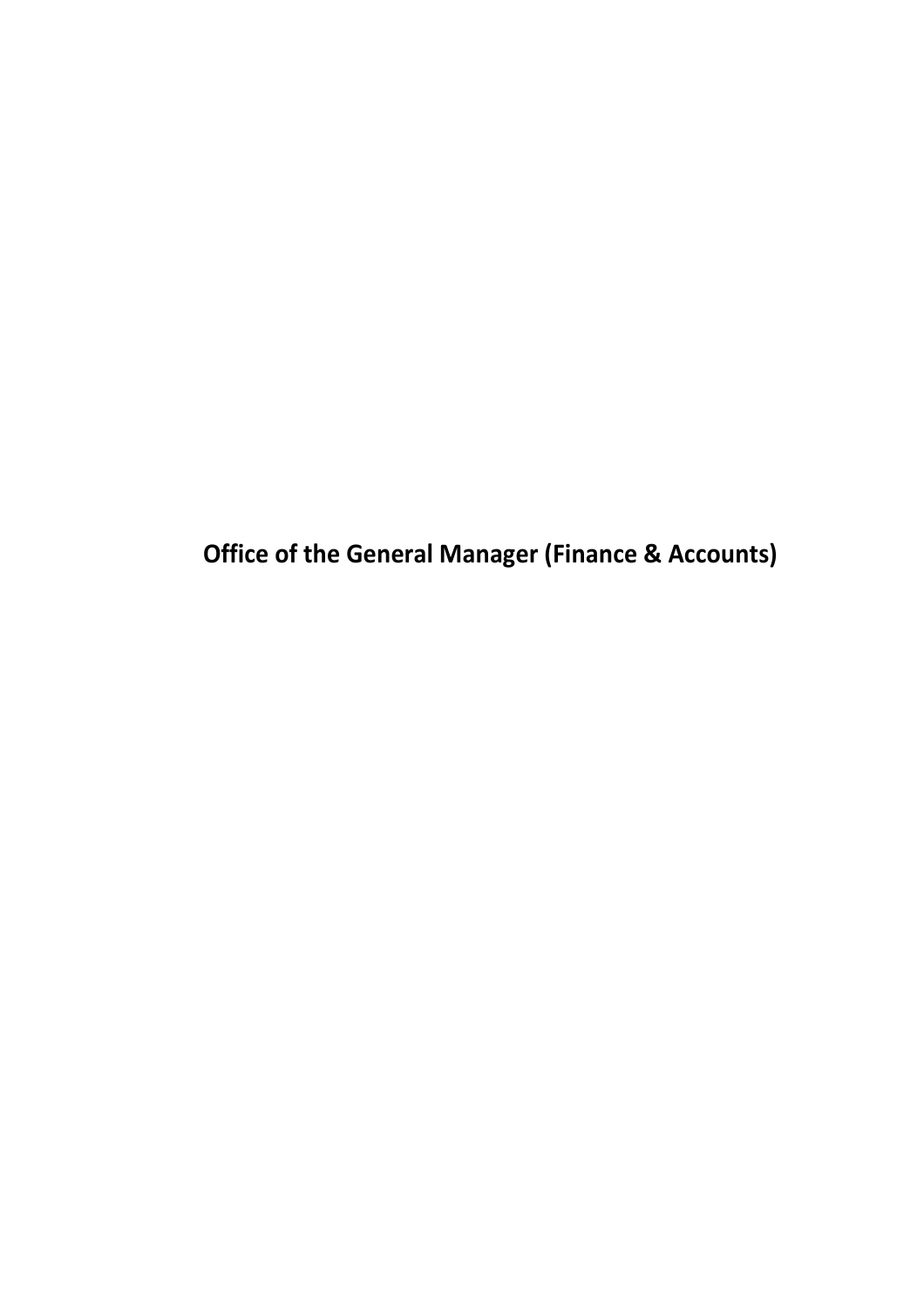# Office of the General Manager (Finance & Accounts)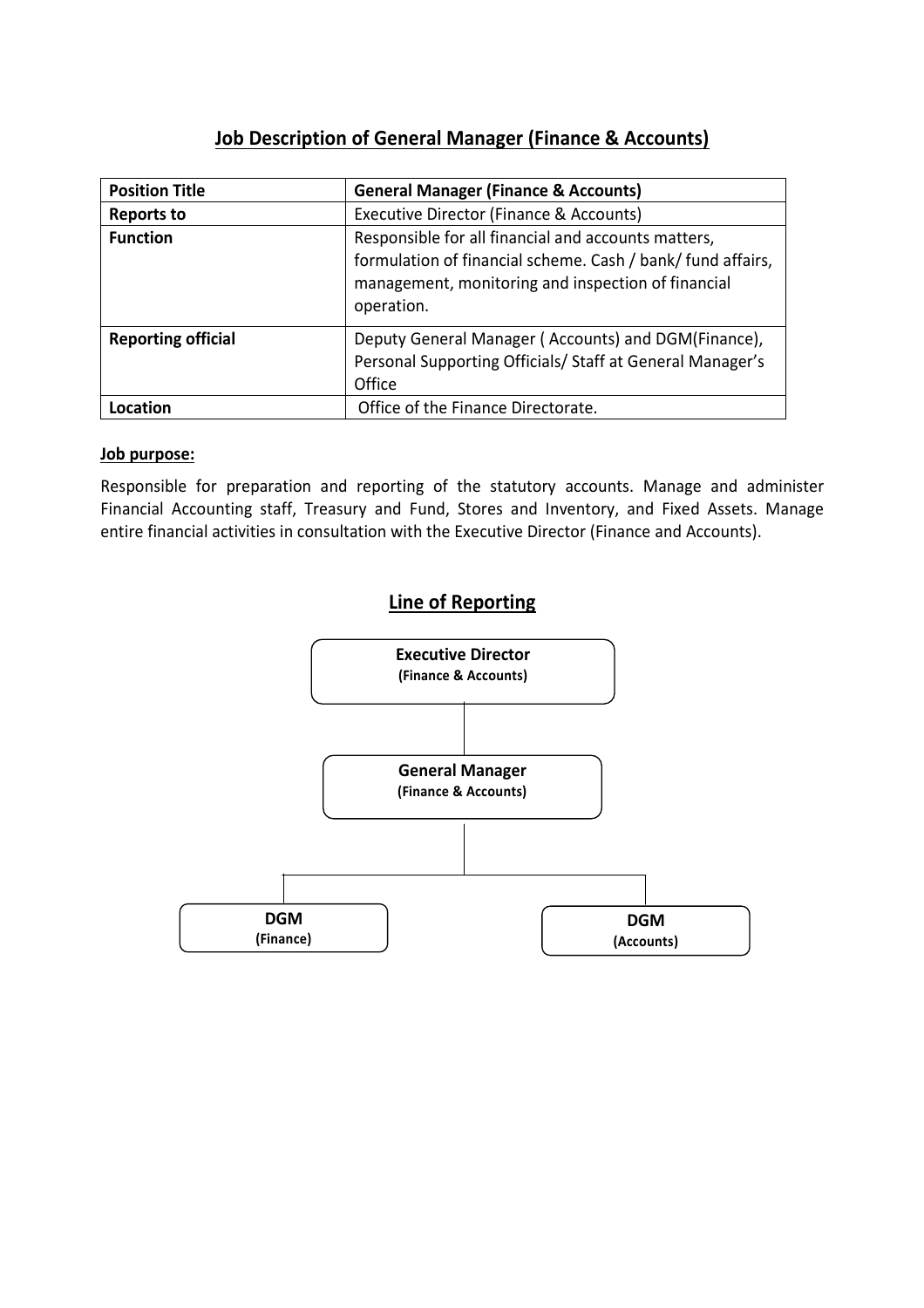## Job Description of General Manager (Finance & Accounts)

| **Position Title** | **General Manager (Finance & Accounts)** |
|---|---|
| **Reports to** | Executive Director (Finance & Accounts) |
| **Function** | Responsible for all financial and accounts matters, formulation of financial scheme. Cash / bank/ fund affairs, management, monitoring and inspection of financial operation. |
| **Reporting official** | Deputy General Manager ( Accounts) and DGM(Finance), Personal Supporting Officials/ Staff at General Manager's Office |
| **Location** | Office of the Finance Directorate. |

**Job purpose:**

Responsible for preparation and reporting of the statutory accounts. Manage and administer Financial Accounting staff, Treasury and Fund, Stores and Inventory, and Fixed Assets. Manage entire financial activities in consultation with the Executive Director (Finance and Accounts).

## Line of Reporting

**Executive Director**
**(Finance & Accounts)**

**General Manager**
**(Finance & Accounts)**

**DGM**
**(Finance)**

**DGM**
**(Accounts)**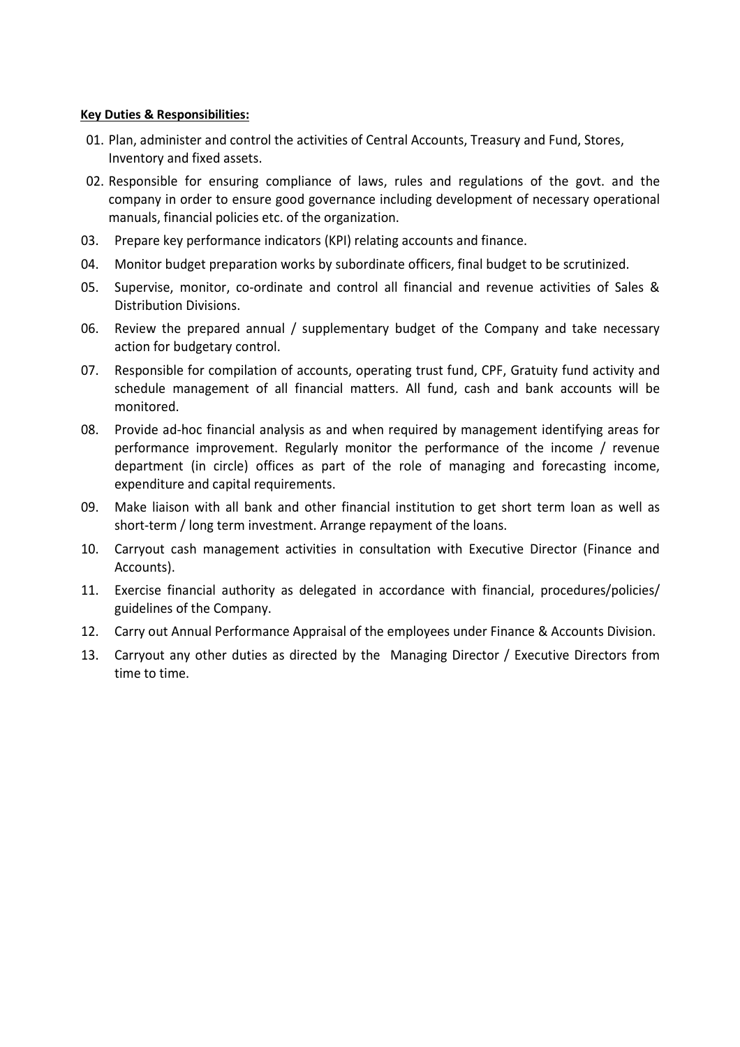**Key Duties & Responsibilities:**

01. Plan, administer and control the activities of Central Accounts, Treasury and Fund, Stores, Inventory and fixed assets.
02. Responsible for ensuring compliance of laws, rules and regulations of the govt. and the company in order to ensure good governance including development of necessary operational manuals, financial policies etc. of the organization.
03. Prepare key performance indicators (KPI) relating accounts and finance.
04. Monitor budget preparation works by subordinate officers, final budget to be scrutinized.
05. Supervise, monitor, co-ordinate and control all financial and revenue activities of Sales & Distribution Divisions.
06. Review the prepared annual / supplementary budget of the Company and take necessary action for budgetary control.
07. Responsible for compilation of accounts, operating trust fund, CPF, Gratuity fund activity and schedule management of all financial matters. All fund, cash and bank accounts will be monitored.
08. Provide ad-hoc financial analysis as and when required by management identifying areas for performance improvement. Regularly monitor the performance of the income / revenue department (in circle) offices as part of the role of managing and forecasting income, expenditure and capital requirements.
09. Make liaison with all bank and other financial institution to get short term loan as well as short-term / long term investment. Arrange repayment of the loans.
10. Carryout cash management activities in consultation with Executive Director (Finance and Accounts).
11. Exercise financial authority as delegated in accordance with financial, procedures/policies/ guidelines of the Company.
12. Carry out Annual Performance Appraisal of the employees under Finance & Accounts Division.
13. Carryout any other duties as directed by the Managing Director / Executive Directors from time to time.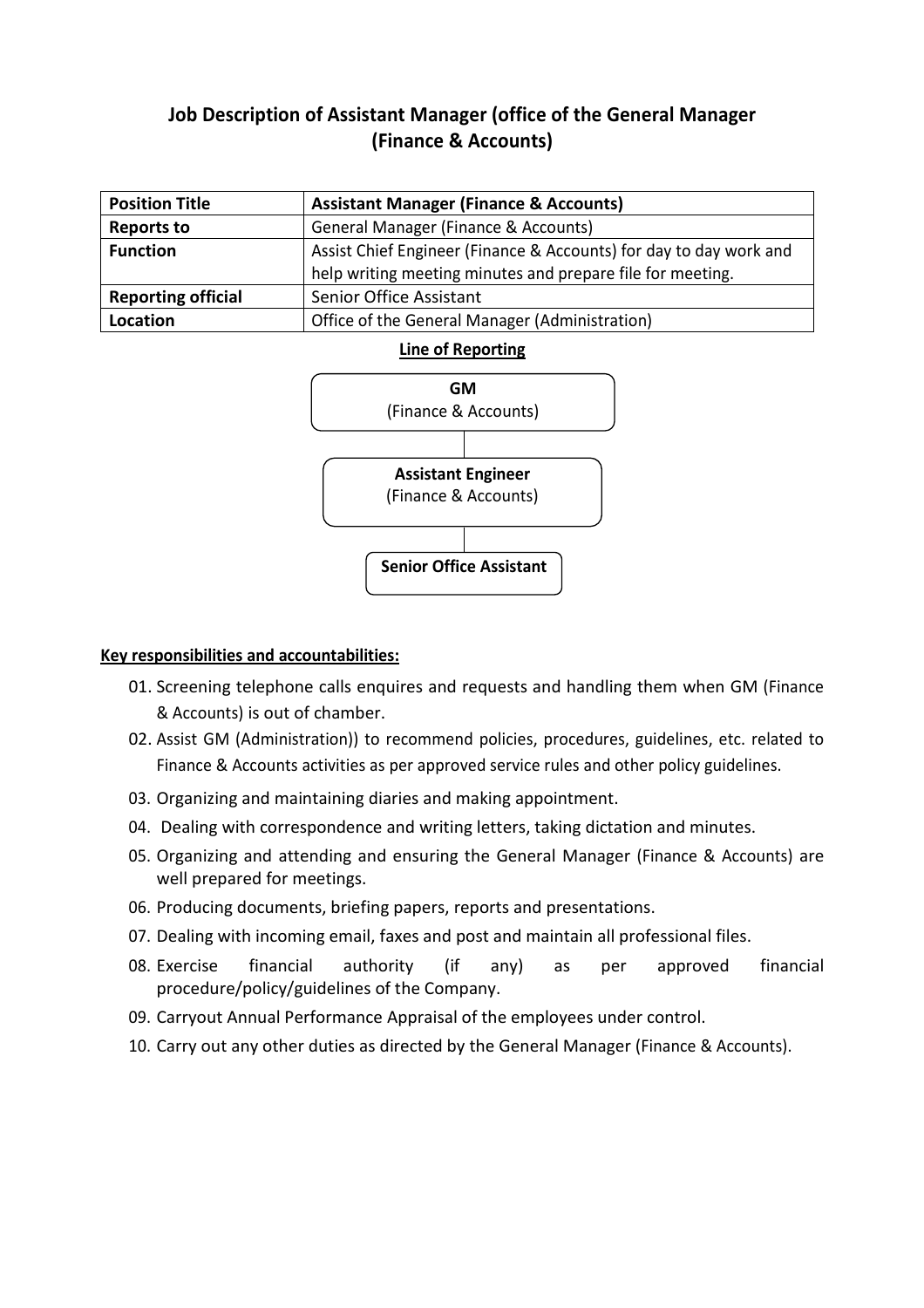# Job Description of Assistant Manager (office of the General Manager (Finance & Accounts)

| **Position Title** | **Assistant Manager (Finance & Accounts)** |
| --- | --- |
| **Reports to** | General Manager (Finance & Accounts) |
| **Function** | Assist Chief Engineer (Finance & Accounts) for day to day work and help writing meeting minutes and prepare file for meeting. |
| **Reporting official** | Senior Office Assistant |
| **Location** | Office of the General Manager (Administration) |

**Line of Reporting**

**GM**
(Finance & Accounts)

**Assistant Engineer**
(Finance & Accounts)

**Senior Office Assistant**

**Key responsibilities and accountabilities:**

01. Screening telephone calls enquires and requests and handling them when GM (Finance & Accounts) is out of chamber.
02. Assist GM (Administration)) to recommend policies, procedures, guidelines, etc. related to Finance & Accounts activities as per approved service rules and other policy guidelines.
03. Organizing and maintaining diaries and making appointment.
04. Dealing with correspondence and writing letters, taking dictation and minutes.
05. Organizing and attending and ensuring the General Manager (Finance & Accounts) are well prepared for meetings.
06. Producing documents, briefing papers, reports and presentations.
07. Dealing with incoming email, faxes and post and maintain all professional files.
08. Exercise financial authority (if any) as per approved financial procedure/policy/guidelines of the Company.
09. Carryout Annual Performance Appraisal of the employees under control.
10. Carry out any other duties as directed by the General Manager (Finance & Accounts).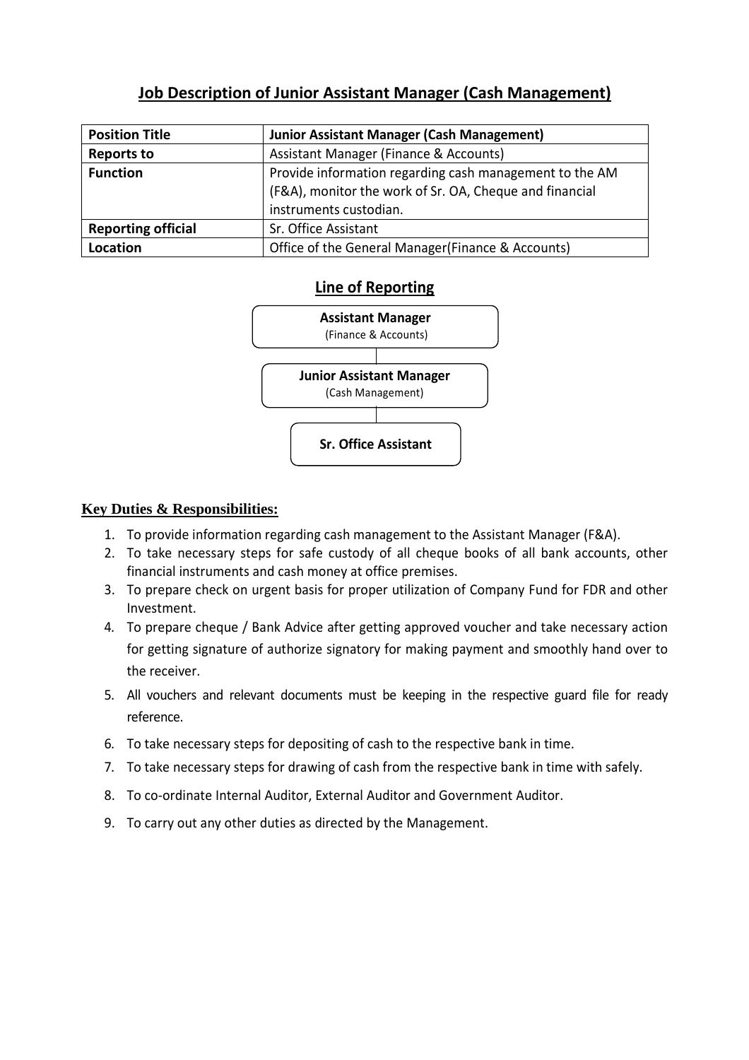## Job Description of Junior Assistant Manager (Cash Management)

| **Position Title** | **Junior Assistant Manager (Cash Management)** |
|---|---|
| **Reports to** | Assistant Manager (Finance & Accounts) |
| **Function** | Provide information regarding cash management to the AM (F&A), monitor the work of Sr. OA, Cheque and financial instruments custodian. |
| **Reporting official** | Sr. Office Assistant |
| **Location** | Office of the General Manager(Finance & Accounts) |

### Line of Reporting

**Assistant Manager**
(Finance & Accounts)

**Junior Assistant Manager**
(Cash Management)

**Sr. Office Assistant**

**Key Duties & Responsibilities:**

1. To provide information regarding cash management to the Assistant Manager (F&A).
2. To take necessary steps for safe custody of all cheque books of all bank accounts, other financial instruments and cash money at office premises.
3. To prepare check on urgent basis for proper utilization of Company Fund for FDR and other Investment.
4. To prepare cheque / Bank Advice after getting approved voucher and take necessary action for getting signature of authorize signatory for making payment and smoothly hand over to the receiver.
5. All vouchers and relevant documents must be keeping in the respective guard file for ready reference.
6. To take necessary steps for depositing of cash to the respective bank in time.
7. To take necessary steps for drawing of cash from the respective bank in time with safely.
8. To co-ordinate Internal Auditor, External Auditor and Government Auditor.
9. To carry out any other duties as directed by the Management.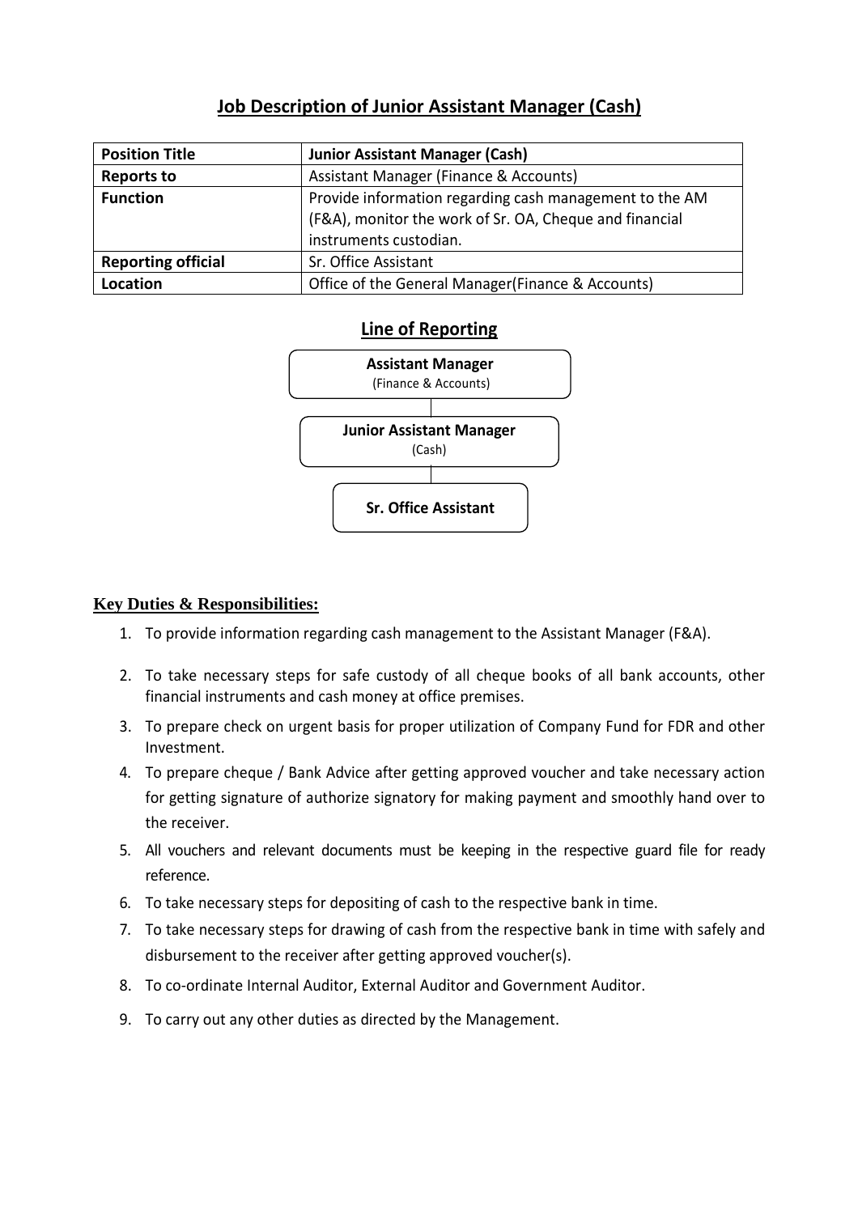## Job Description of Junior Assistant Manager (Cash)

| **Position Title** | **Junior Assistant Manager (Cash)** |
|---|---|
| **Reports to** | Assistant Manager (Finance & Accounts) |
| **Function** | Provide information regarding cash management to the AM (F&A), monitor the work of Sr. OA, Cheque and financial instruments custodian. |
| **Reporting official** | Sr. Office Assistant |
| **Location** | Office of the General Manager(Finance & Accounts) |

### Line of Reporting

**Assistant Manager**
(Finance & Accounts)

**Junior Assistant Manager**
(Cash)

**Sr. Office Assistant**

**Key Duties & Responsibilities:**

1. To provide information regarding cash management to the Assistant Manager (F&A).
2. To take necessary steps for safe custody of all cheque books of all bank accounts, other financial instruments and cash money at office premises.
3. To prepare check on urgent basis for proper utilization of Company Fund for FDR and other Investment.
4. To prepare cheque / Bank Advice after getting approved voucher and take necessary action for getting signature of authorize signatory for making payment and smoothly hand over to the receiver.
5. All vouchers and relevant documents must be keeping in the respective guard file for ready reference.
6. To take necessary steps for depositing of cash to the respective bank in time.
7. To take necessary steps for drawing of cash from the respective bank in time with safely and disbursement to the receiver after getting approved voucher(s).
8. To co-ordinate Internal Auditor, External Auditor and Government Auditor.
9. To carry out any other duties as directed by the Management.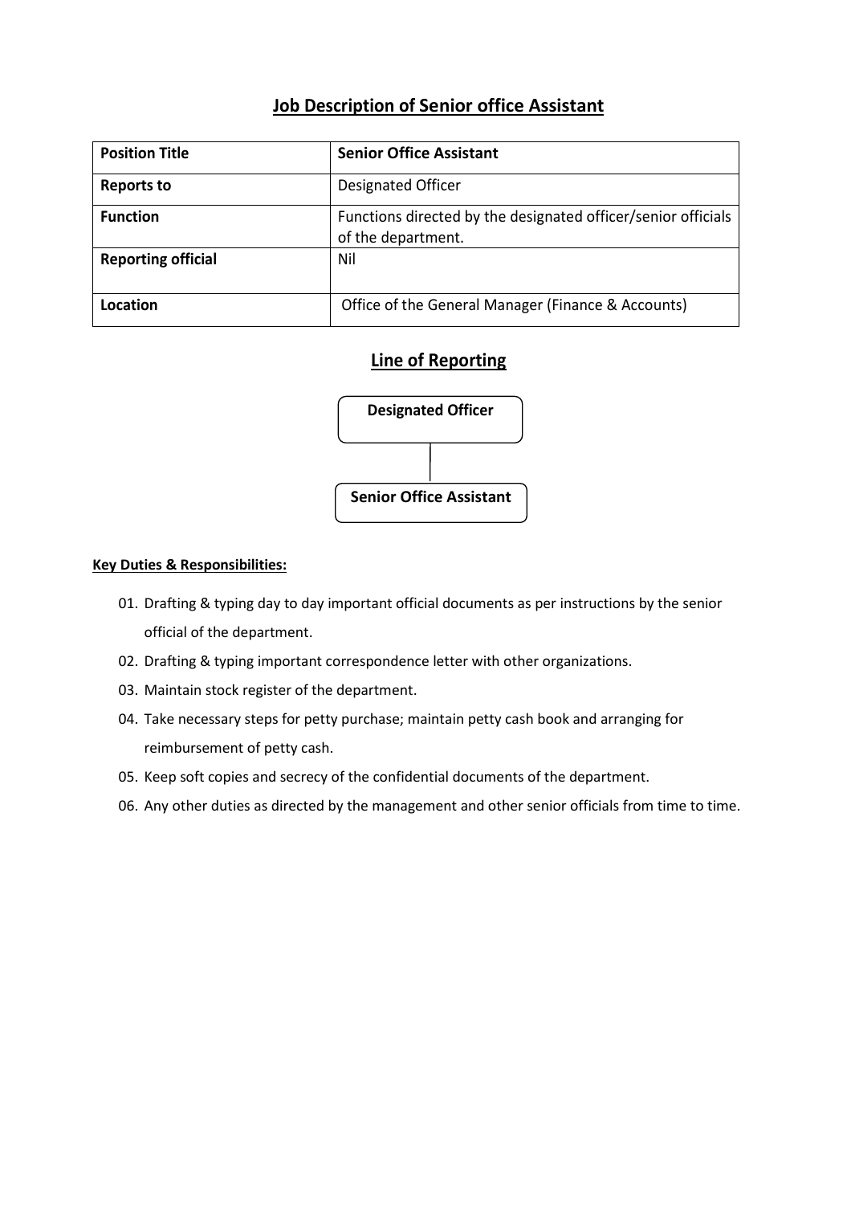## Job Description of Senior office Assistant

| **Position Title** | **Senior Office Assistant** |
|---|---|
| **Reports to** | Designated Officer |
| **Function** | Functions directed by the designated officer/senior officials of the department. |
| **Reporting official** | Nil |
| **Location** | Office of the General Manager (Finance & Accounts) |

## Line of Reporting

**Designated Officer**

**Senior Office Assistant**

**Key Duties & Responsibilities:**

01. Drafting & typing day to day important official documents as per instructions by the senior official of the department.
02. Drafting & typing important correspondence letter with other organizations.
03. Maintain stock register of the department.
04. Take necessary steps for petty purchase; maintain petty cash book and arranging for reimbursement of petty cash.
05. Keep soft copies and secrecy of the confidential documents of the department.
06. Any other duties as directed by the management and other senior officials from time to time.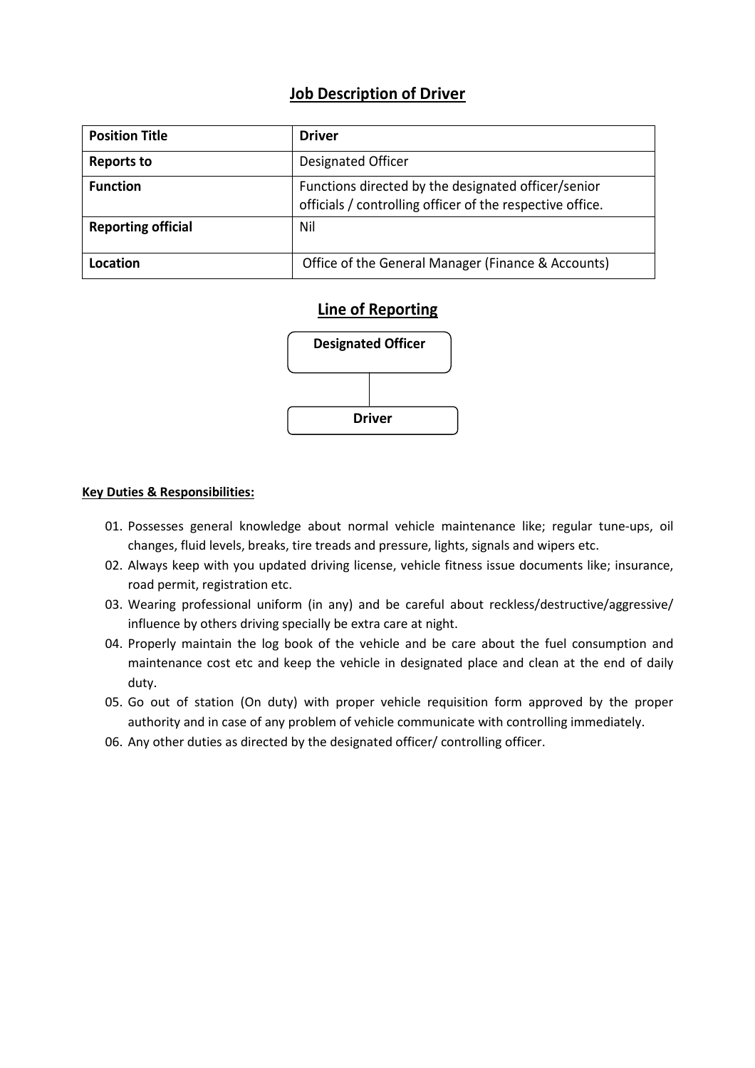## Job Description of Driver

| Position Title | Driver |
|---|---|
| Reports to | Designated Officer |
| Function | Functions directed by the designated officer/senior officials / controlling officer of the respective office. |
| Reporting official | Nil |
| Location | Office of the General Manager (Finance & Accounts) |

## Line of Reporting

Designated Officer

Driver

**Key Duties & Responsibilities:**

01. Possesses general knowledge about normal vehicle maintenance like; regular tune-ups, oil changes, fluid levels, breaks, tire treads and pressure, lights, signals and wipers etc.
02. Always keep with you updated driving license, vehicle fitness issue documents like; insurance, road permit, registration etc.
03. Wearing professional uniform (in any) and be careful about reckless/destructive/aggressive/ influence by others driving specially be extra care at night.
04. Properly maintain the log book of the vehicle and be care about the fuel consumption and maintenance cost etc and keep the vehicle in designated place and clean at the end of daily duty.
05. Go out of station (On duty) with proper vehicle requisition form approved by the proper authority and in case of any problem of vehicle communicate with controlling immediately.
06. Any other duties as directed by the designated officer/ controlling officer.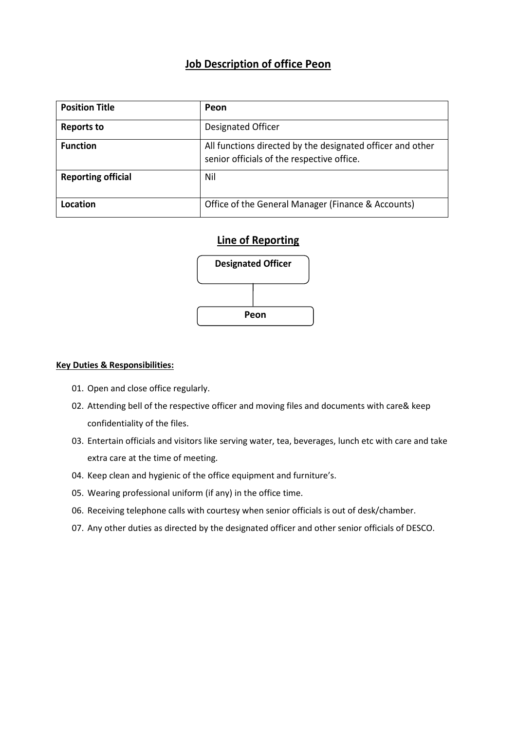# Job Description of office Peon

| **Position Title** | **Peon** |
| --- | --- |
| **Reports to** | Designated Officer |
| **Function** | All functions directed by the designated officer and other senior officials of the respective office. |
| **Reporting official** | Nil |
| **Location** | Office of the General Manager (Finance & Accounts) |

## Line of Reporting

Designated Officer

Peon

**Key Duties & Responsibilities:**

01. Open and close office regularly.
02. Attending bell of the respective officer and moving files and documents with care& keep confidentiality of the files.
03. Entertain officials and visitors like serving water, tea, beverages, lunch etc with care and take extra care at the time of meeting.
04. Keep clean and hygienic of the office equipment and furniture's.
05. Wearing professional uniform (if any) in the office time.
06. Receiving telephone calls with courtesy when senior officials is out of desk/chamber.
07. Any other duties as directed by the designated officer and other senior officials of DESCO.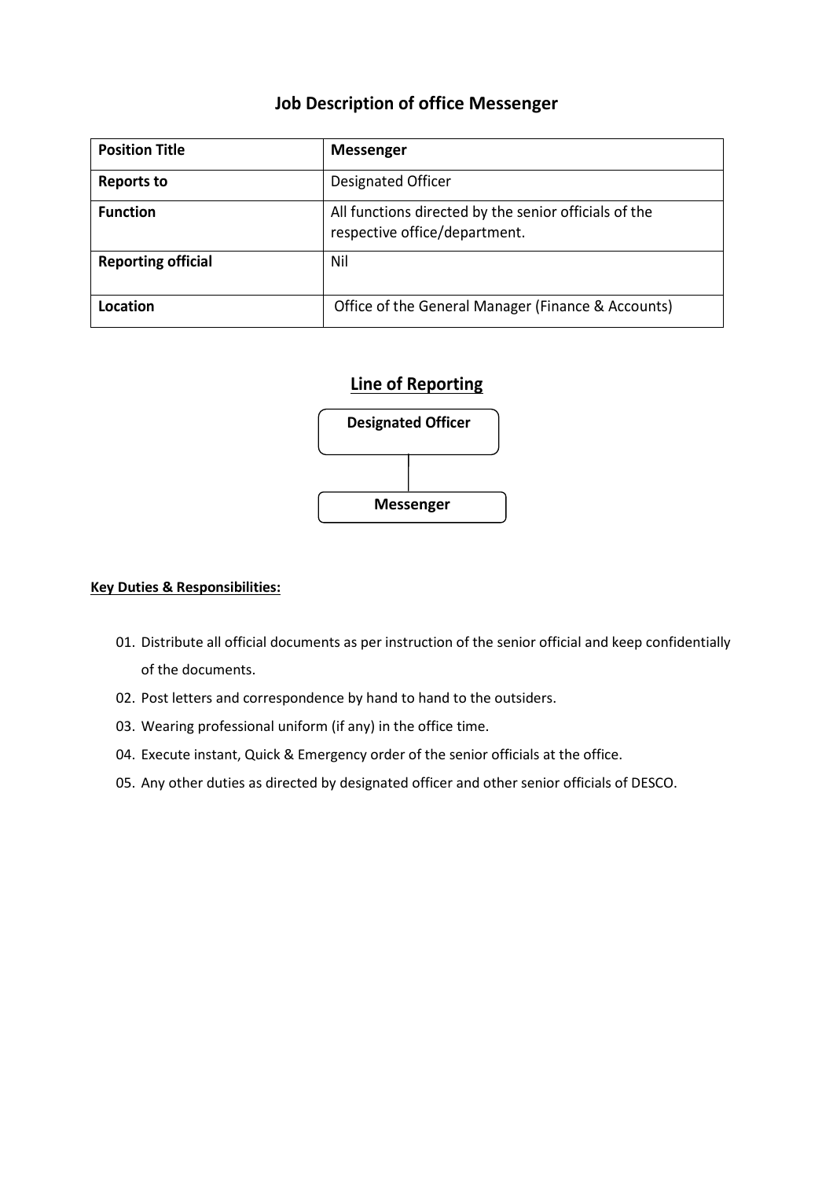## Job Description of office Messenger

| **Position Title** | **Messenger** |
|---|---|
| **Reports to** | Designated Officer |
| **Function** | All functions directed by the senior officials of the respective office/department. |
| **Reporting official** | Nil |
| **Location** | Office of the General Manager (Finance & Accounts) |

## Line of Reporting

**Designated Officer**

**Messenger**

**Key Duties & Responsibilities:**

01. Distribute all official documents as per instruction of the senior official and keep confidentially of the documents.
02. Post letters and correspondence by hand to hand to the outsiders.
03. Wearing professional uniform (if any) in the office time.
04. Execute instant, Quick & Emergency order of the senior officials at the office.
05. Any other duties as directed by designated officer and other senior officials of DESCO.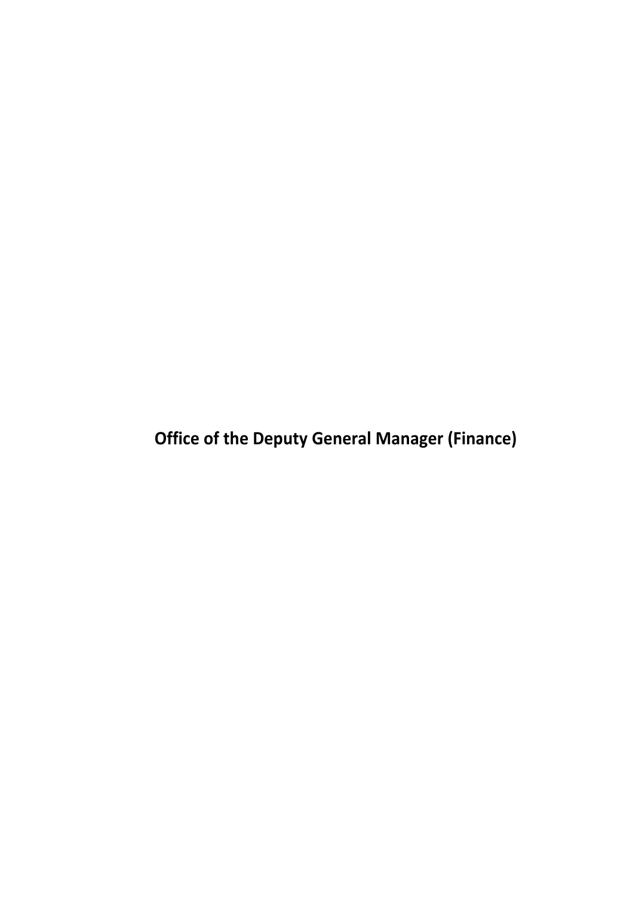# Office of the Deputy General Manager (Finance)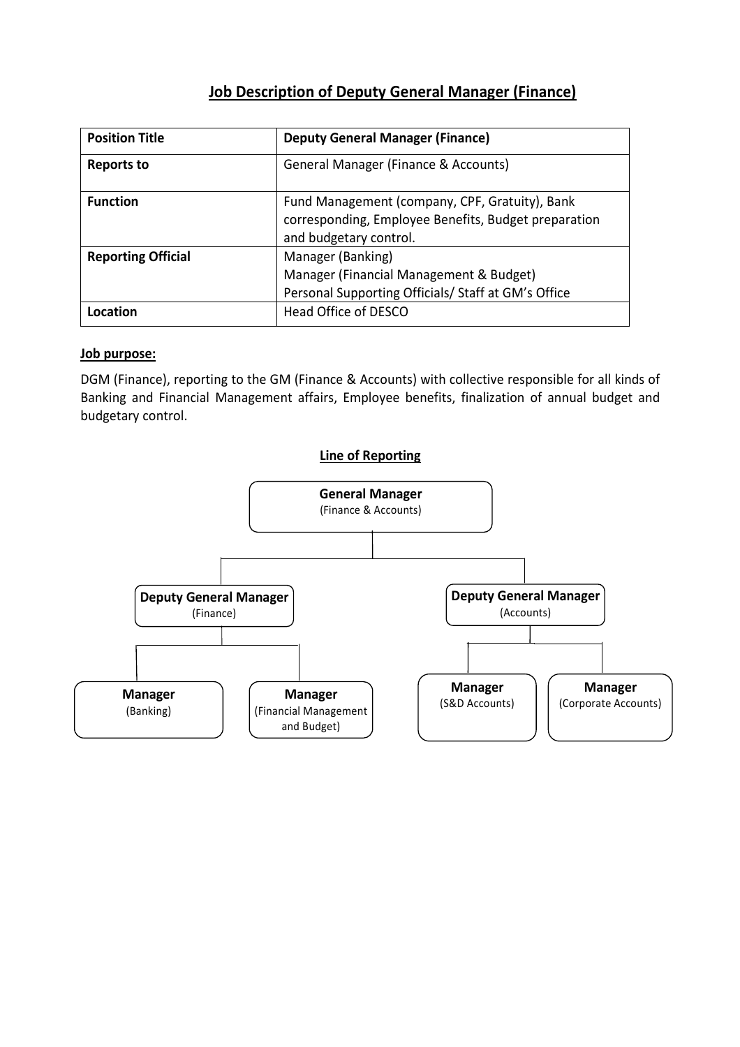# Job Description of Deputy General Manager (Finance)

| **Position Title** | **Deputy General Manager (Finance)** |
|---|---|
| **Reports to** | General Manager (Finance & Accounts) |
| **Function** | Fund Management (company, CPF, Gratuity), Bank corresponding, Employee Benefits, Budget preparation and budgetary control. |
| **Reporting Official** | Manager (Banking)<br>Manager (Financial Management & Budget)<br>Personal Supporting Officials/ Staff at GM's Office |
| **Location** | Head Office of DESCO |

**Job purpose:**

DGM (Finance), reporting to the GM (Finance & Accounts) with collective responsible for all kinds of Banking and Financial Management affairs, Employee benefits, finalization of annual budget and budgetary control.

**Line of Reporting**

- **General Manager** (Finance & Accounts)
  - **Deputy General Manager** (Finance)
    - **Manager** (Banking)
    - **Manager** (Financial Management and Budget)
  - **Deputy General Manager** (Accounts)
    - **Manager** (S&D Accounts)
    - **Manager** (Corporate Accounts)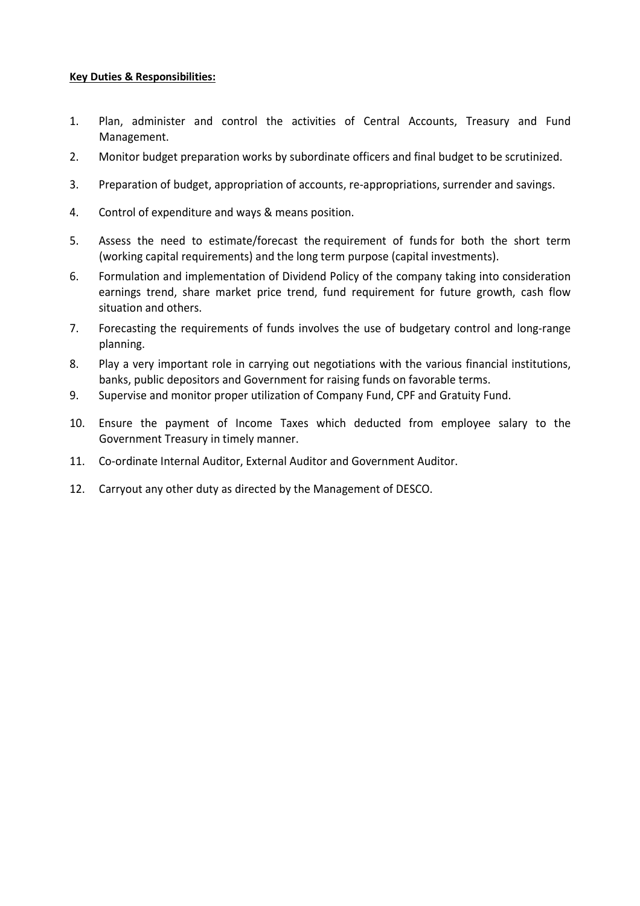**Key Duties & Responsibilities:**

1. Plan, administer and control the activities of Central Accounts, Treasury and Fund Management.
2. Monitor budget preparation works by subordinate officers and final budget to be scrutinized.
3. Preparation of budget, appropriation of accounts, re-appropriations, surrender and savings.
4. Control of expenditure and ways & means position.
5. Assess the need to estimate/forecast the requirement of funds for both the short term (working capital requirements) and the long term purpose (capital investments).
6. Formulation and implementation of Dividend Policy of the company taking into consideration earnings trend, share market price trend, fund requirement for future growth, cash flow situation and others.
7. Forecasting the requirements of funds involves the use of budgetary control and long-range planning.
8. Play a very important role in carrying out negotiations with the various financial institutions, banks, public depositors and Government for raising funds on favorable terms.
9. Supervise and monitor proper utilization of Company Fund, CPF and Gratuity Fund.
10. Ensure the payment of Income Taxes which deducted from employee salary to the Government Treasury in timely manner.
11. Co-ordinate Internal Auditor, External Auditor and Government Auditor.
12. Carryout any other duty as directed by the Management of DESCO.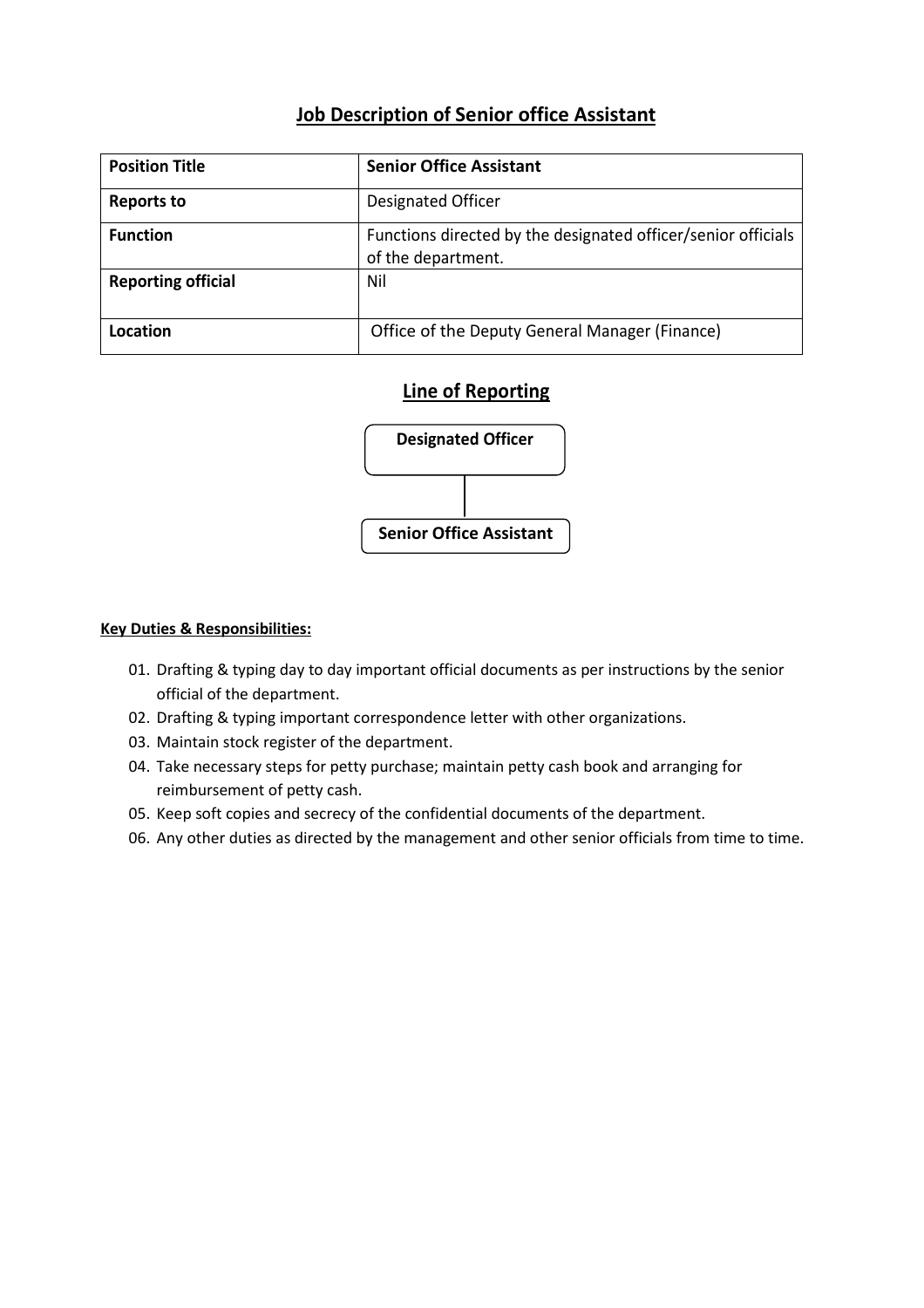## Job Description of Senior office Assistant

| **Position Title** | **Senior Office Assistant** |
|---|---|
| **Reports to** | Designated Officer |
| **Function** | Functions directed by the designated officer/senior officials of the department. |
| **Reporting official** | Nil |
| **Location** | Office of the Deputy General Manager (Finance) |

## Line of Reporting

**Designated Officer**

**Senior Office Assistant**

**Key Duties & Responsibilities:**

01. Drafting & typing day to day important official documents as per instructions by the senior official of the department.
02. Drafting & typing important correspondence letter with other organizations.
03. Maintain stock register of the department.
04. Take necessary steps for petty purchase; maintain petty cash book and arranging for reimbursement of petty cash.
05. Keep soft copies and secrecy of the confidential documents of the department.
06. Any other duties as directed by the management and other senior officials from time to time.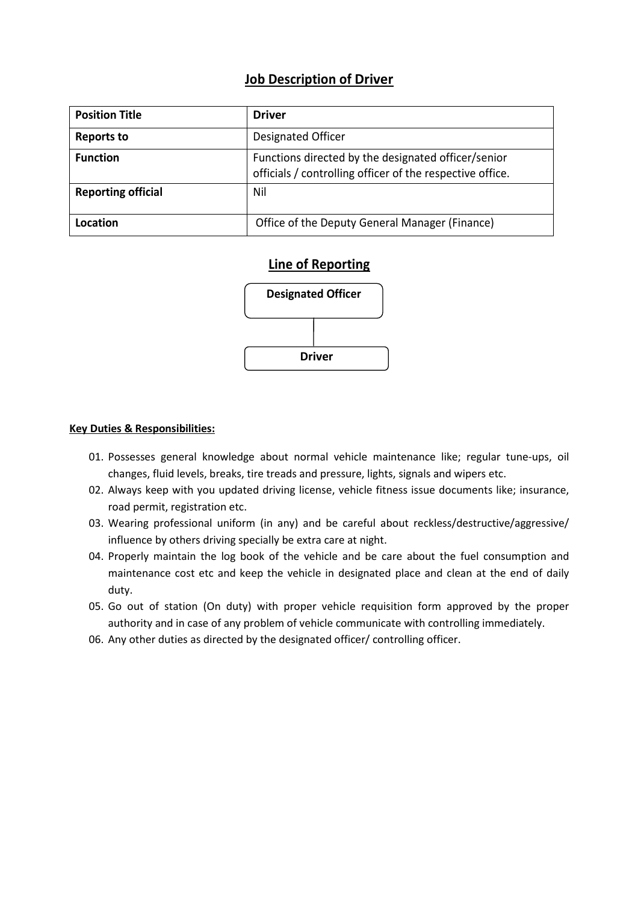## Job Description of Driver

| Position Title | Driver |
|---|---|
| Reports to | Designated Officer |
| Function | Functions directed by the designated officer/senior officials / controlling officer of the respective office. |
| Reporting official | Nil |
| Location | Office of the Deputy General Manager (Finance) |

## Line of Reporting

Designated Officer

Driver

**Key Duties & Responsibilities:**

01. Possesses general knowledge about normal vehicle maintenance like; regular tune-ups, oil changes, fluid levels, breaks, tire treads and pressure, lights, signals and wipers etc.
02. Always keep with you updated driving license, vehicle fitness issue documents like; insurance, road permit, registration etc.
03. Wearing professional uniform (in any) and be careful about reckless/destructive/aggressive/ influence by others driving specially be extra care at night.
04. Properly maintain the log book of the vehicle and be care about the fuel consumption and maintenance cost etc and keep the vehicle in designated place and clean at the end of daily duty.
05. Go out of station (On duty) with proper vehicle requisition form approved by the proper authority and in case of any problem of vehicle communicate with controlling immediately.
06. Any other duties as directed by the designated officer/ controlling officer.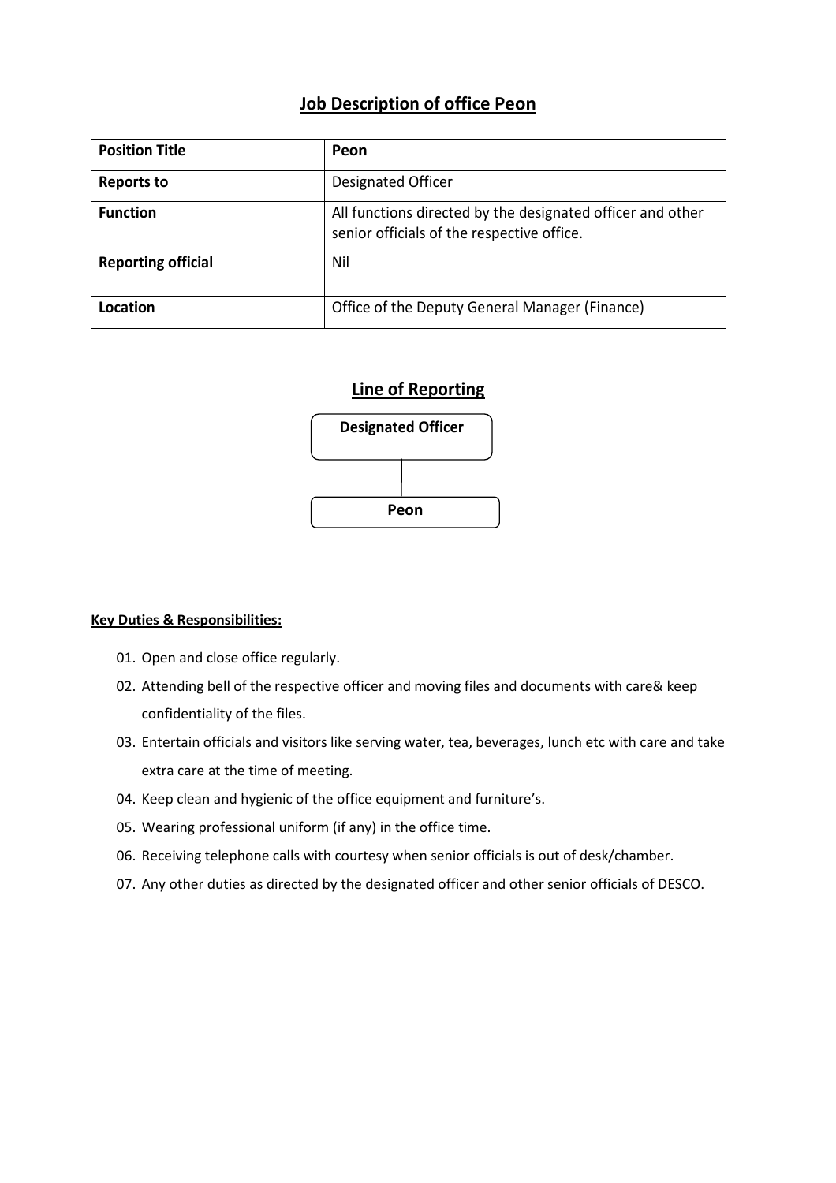## Job Description of office Peon

| **Position Title** | **Peon** |
|---|---|
| **Reports to** | Designated Officer |
| **Function** | All functions directed by the designated officer and other senior officials of the respective office. |
| **Reporting official** | Nil |
| **Location** | Office of the Deputy General Manager (Finance) |

## Line of Reporting

**Designated Officer**

**Peon**

**Key Duties & Responsibilities:**

01. Open and close office regularly.
02. Attending bell of the respective officer and moving files and documents with care& keep confidentiality of the files.
03. Entertain officials and visitors like serving water, tea, beverages, lunch etc with care and take extra care at the time of meeting.
04. Keep clean and hygienic of the office equipment and furniture's.
05. Wearing professional uniform (if any) in the office time.
06. Receiving telephone calls with courtesy when senior officials is out of desk/chamber.
07. Any other duties as directed by the designated officer and other senior officials of DESCO.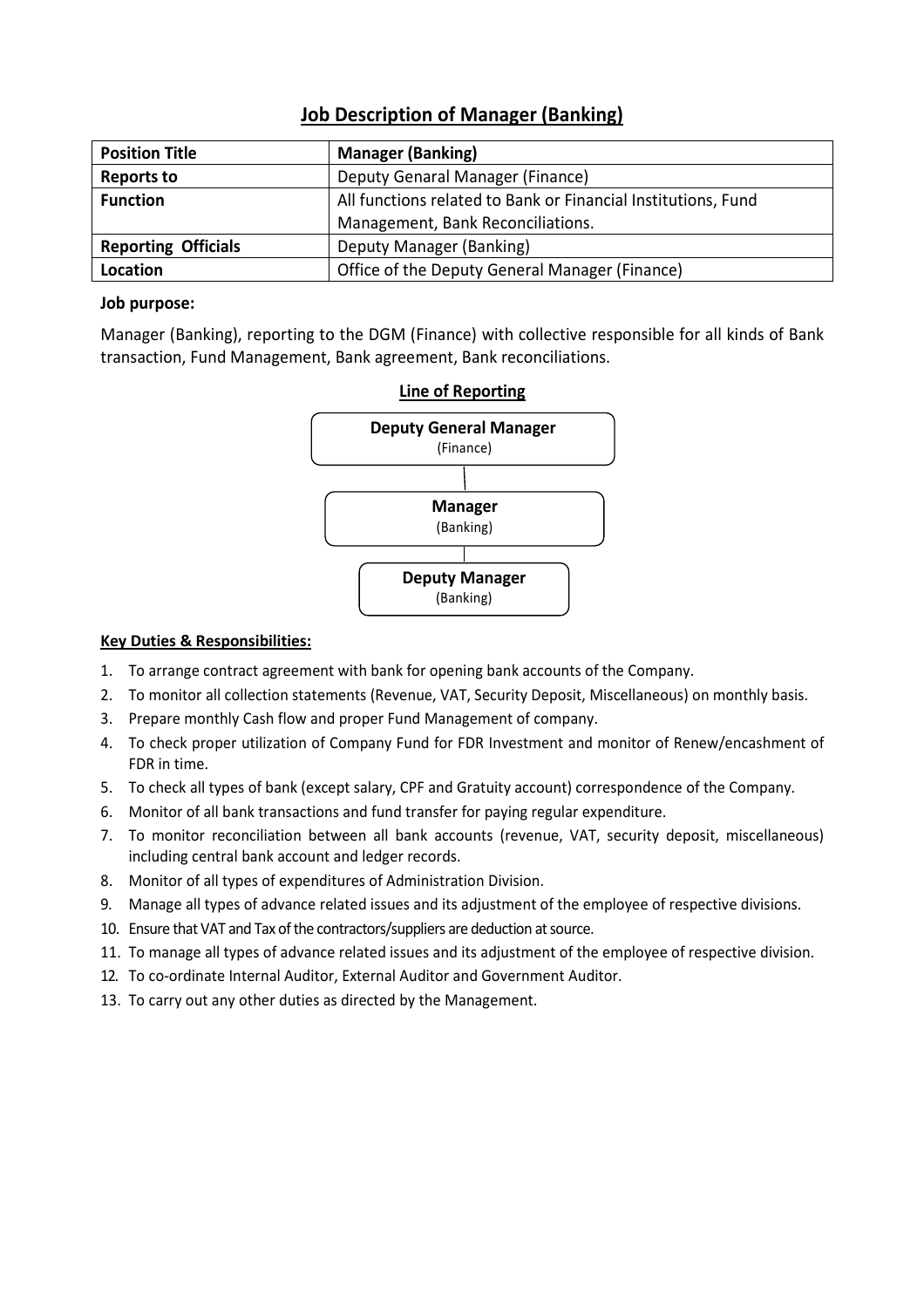## Job Description of Manager (Banking)

| **Position Title** | **Manager (Banking)** |
|---|---|
| **Reports to** | Deputy Genaral Manager (Finance) |
| **Function** | All functions related to Bank or Financial Institutions, Fund Management, Bank Reconciliations. |
| **Reporting Officials** | Deputy Manager (Banking) |
| **Location** | Office of the Deputy General Manager (Finance) |

**Job purpose:**

Manager (Banking), reporting to the DGM (Finance) with collective responsible for all kinds of Bank transaction, Fund Management, Bank agreement, Bank reconciliations.

**Line of Reporting**

**Deputy General Manager**
(Finance)

|

**Manager**
(Banking)

|

**Deputy Manager**
(Banking)

**Key Duties & Responsibilities:**

1. To arrange contract agreement with bank for opening bank accounts of the Company.
2. To monitor all collection statements (Revenue, VAT, Security Deposit, Miscellaneous) on monthly basis.
3. Prepare monthly Cash flow and proper Fund Management of company.
4. To check proper utilization of Company Fund for FDR Investment and monitor of Renew/encashment of FDR in time.
5. To check all types of bank (except salary, CPF and Gratuity account) correspondence of the Company.
6. Monitor of all bank transactions and fund transfer for paying regular expenditure.
7. To monitor reconciliation between all bank accounts (revenue, VAT, security deposit, miscellaneous) including central bank account and ledger records.
8. Monitor of all types of expenditures of Administration Division.
9. Manage all types of advance related issues and its adjustment of the employee of respective divisions.
10. Ensure that VAT and Tax of the contractors/suppliers are deduction at source.
11. To manage all types of advance related issues and its adjustment of the employee of respective division.
12. To co-ordinate Internal Auditor, External Auditor and Government Auditor.
13. To carry out any other duties as directed by the Management.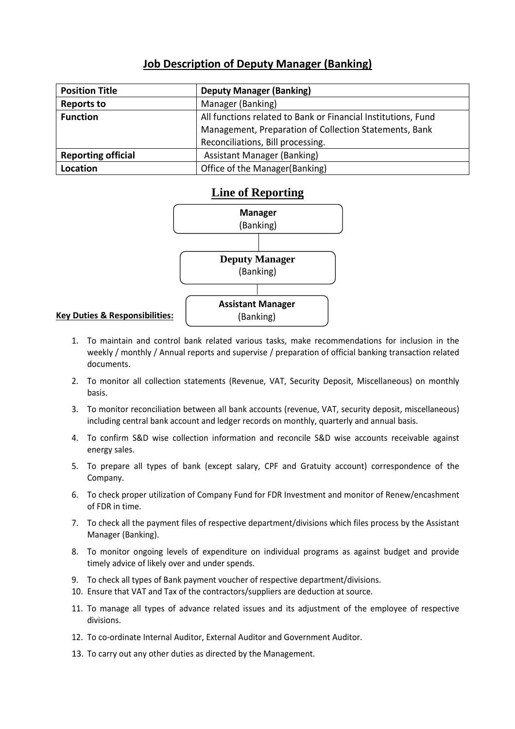## Job Description of Deputy Manager (Banking)

| Position Title | Deputy Manager (Banking) |
| --- | --- |
| Reports to | Manager (Banking) |
| Function | All functions related to Bank or Financial Institutions, Fund Management, Preparation of Collection Statements, Bank Reconciliations, Bill processing. |
| Reporting official | Assistant Manager (Banking) |
| Location | Office of the Manager(Banking) |

## Line of Reporting

**Manager** (Banking)

**Deputy Manager** (Banking)

**Assistant Manager** (Banking)

**Key Duties & Responsibilities:**

1. To maintain and control bank related various tasks, make recommendations for inclusion in the weekly / monthly / Annual reports and supervise / preparation of official banking transaction related documents.
2. To monitor all collection statements (Revenue, VAT, Security Deposit, Miscellaneous) on monthly basis.
3. To monitor reconciliation between all bank accounts (revenue, VAT, security deposit, miscellaneous) including central bank account and ledger records on monthly, quarterly and annual basis.
4. To confirm S&D wise collection information and reconcile S&D wise accounts receivable against energy sales.
5. To prepare all types of bank (except salary, CPF and Gratuity account) correspondence of the Company.
6. To check proper utilization of Company Fund for FDR Investment and monitor of Renew/encashment of FDR in time.
7. To check all the payment files of respective department/divisions which files process by the Assistant Manager (Banking).
8. To monitor ongoing levels of expenditure on individual programs as against budget and provide timely advice of likely over and under spends.
9. To check all types of Bank payment voucher of respective department/divisions.
10. Ensure that VAT and Tax of the contractors/suppliers are deduction at source.
11. To manage all types of advance related issues and its adjustment of the employee of respective divisions.
12. To co-ordinate Internal Auditor, External Auditor and Government Auditor.
13. To carry out any other duties as directed by the Management.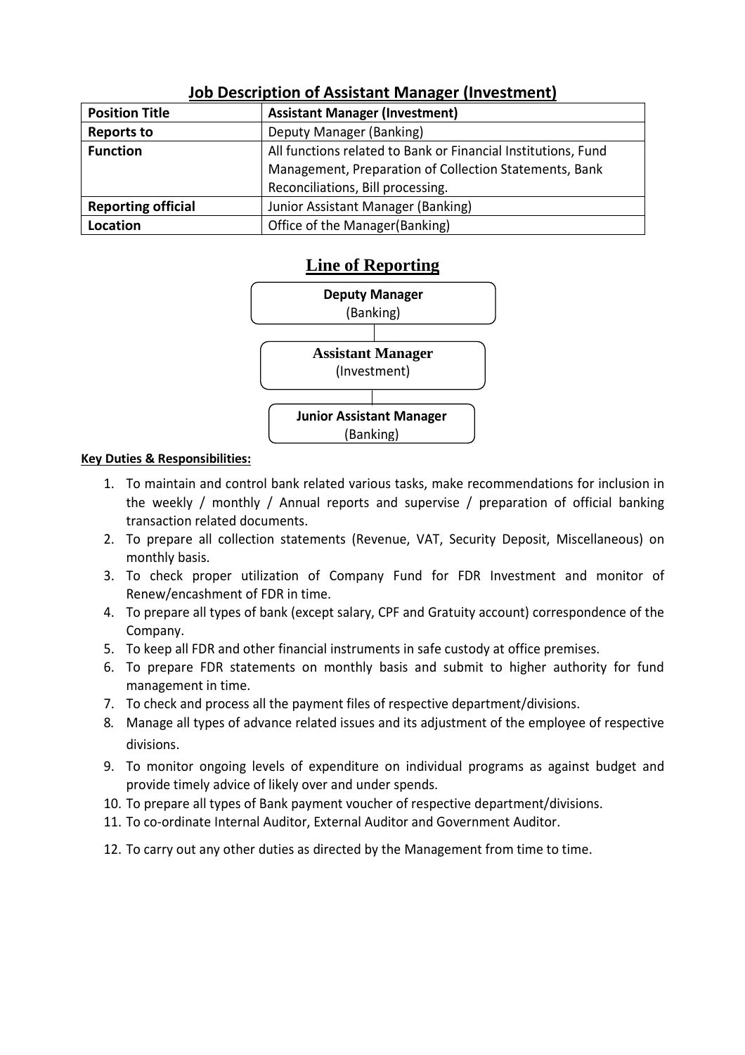## Job Description of Assistant Manager (Investment)

| **Position Title** | **Assistant Manager (Investment)** |
|---|---|
| **Reports to** | Deputy Manager (Banking) |
| **Function** | All functions related to Bank or Financial Institutions, Fund Management, Preparation of Collection Statements, Bank Reconciliations, Bill processing. |
| **Reporting official** | Junior Assistant Manager (Banking) |
| **Location** | Office of the Manager(Banking) |

## Line of Reporting

**Deputy Manager**
(Banking)

**Assistant Manager**
(Investment)

**Junior Assistant Manager**
(Banking)

**Key Duties & Responsibilities:**

1. To maintain and control bank related various tasks, make recommendations for inclusion in the weekly / monthly / Annual reports and supervise / preparation of official banking transaction related documents.
2. To prepare all collection statements (Revenue, VAT, Security Deposit, Miscellaneous) on monthly basis.
3. To check proper utilization of Company Fund for FDR Investment and monitor of Renew/encashment of FDR in time.
4. To prepare all types of bank (except salary, CPF and Gratuity account) correspondence of the Company.
5. To keep all FDR and other financial instruments in safe custody at office premises.
6. To prepare FDR statements on monthly basis and submit to higher authority for fund management in time.
7. To check and process all the payment files of respective department/divisions.
8. Manage all types of advance related issues and its adjustment of the employee of respective divisions.
9. To monitor ongoing levels of expenditure on individual programs as against budget and provide timely advice of likely over and under spends.
10. To prepare all types of Bank payment voucher of respective department/divisions.
11. To co-ordinate Internal Auditor, External Auditor and Government Auditor.
12. To carry out any other duties as directed by the Management from time to time.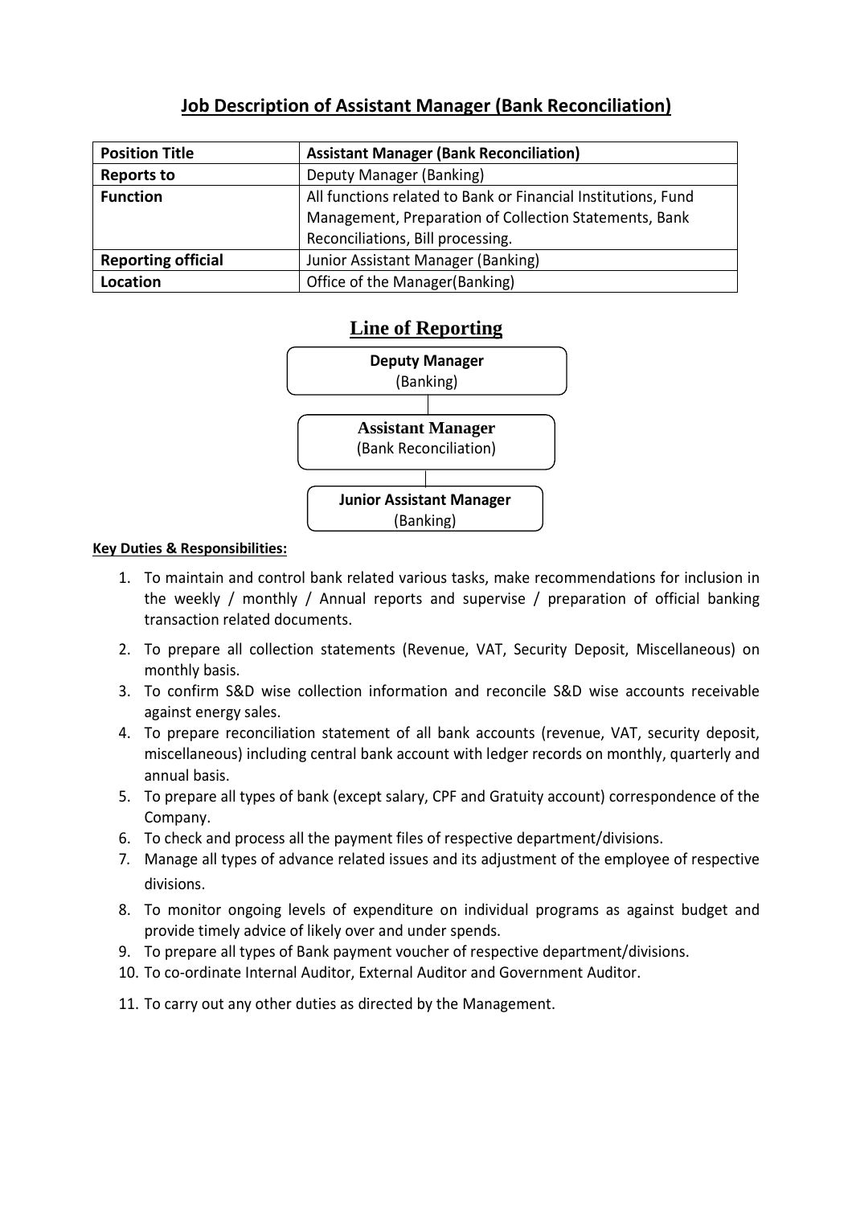## Job Description of Assistant Manager (Bank Reconciliation)

| **Position Title** | **Assistant Manager (Bank Reconciliation)** |
|---|---|
| **Reports to** | Deputy Manager (Banking) |
| **Function** | All functions related to Bank or Financial Institutions, Fund Management, Preparation of Collection Statements, Bank Reconciliations, Bill processing. |
| **Reporting official** | Junior Assistant Manager (Banking) |
| **Location** | Office of the Manager(Banking) |

## Line of Reporting

**Deputy Manager**
(Banking)

**Assistant Manager**
(Bank Reconciliation)

**Junior Assistant Manager**
(Banking)

**Key Duties & Responsibilities:**

1. To maintain and control bank related various tasks, make recommendations for inclusion in the weekly / monthly / Annual reports and supervise / preparation of official banking transaction related documents.
2. To prepare all collection statements (Revenue, VAT, Security Deposit, Miscellaneous) on monthly basis.
3. To confirm S&D wise collection information and reconcile S&D wise accounts receivable against energy sales.
4. To prepare reconciliation statement of all bank accounts (revenue, VAT, security deposit, miscellaneous) including central bank account with ledger records on monthly, quarterly and annual basis.
5. To prepare all types of bank (except salary, CPF and Gratuity account) correspondence of the Company.
6. To check and process all the payment files of respective department/divisions.
7. Manage all types of advance related issues and its adjustment of the employee of respective divisions.
8. To monitor ongoing levels of expenditure on individual programs as against budget and provide timely advice of likely over and under spends.
9. To prepare all types of Bank payment voucher of respective department/divisions.
10. To co-ordinate Internal Auditor, External Auditor and Government Auditor.
11. To carry out any other duties as directed by the Management.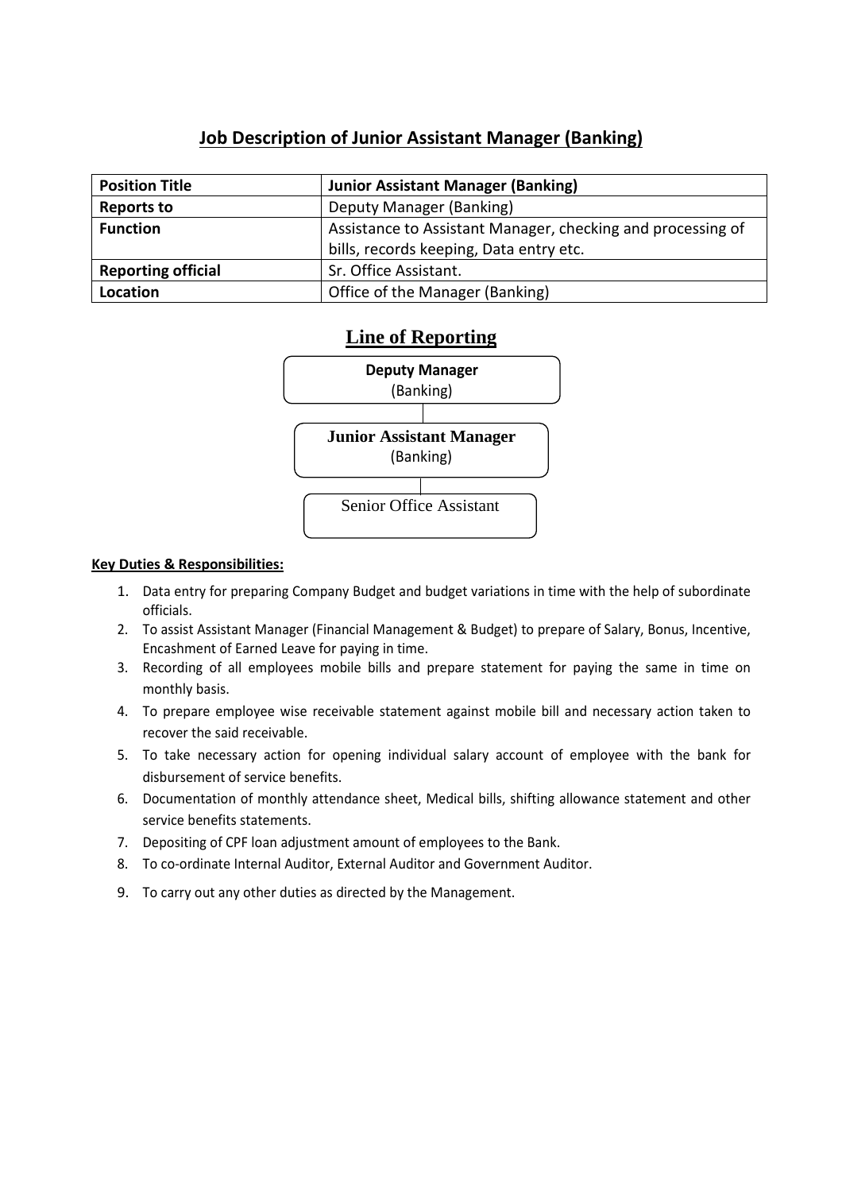## Job Description of Junior Assistant Manager (Banking)

| **Position Title** | **Junior Assistant Manager (Banking)** |
|---|---|
| **Reports to** | Deputy Manager (Banking) |
| **Function** | Assistance to Assistant Manager, checking and processing of bills, records keeping, Data entry etc. |
| **Reporting official** | Sr. Office Assistant. |
| **Location** | Office of the Manager (Banking) |

## Line of Reporting

**Deputy Manager**
(Banking)

**Junior Assistant Manager**
(Banking)

Senior Office Assistant

**Key Duties & Responsibilities:**

1. Data entry for preparing Company Budget and budget variations in time with the help of subordinate officials.
2. To assist Assistant Manager (Financial Management & Budget) to prepare of Salary, Bonus, Incentive, Encashment of Earned Leave for paying in time.
3. Recording of all employees mobile bills and prepare statement for paying the same in time on monthly basis.
4. To prepare employee wise receivable statement against mobile bill and necessary action taken to recover the said receivable.
5. To take necessary action for opening individual salary account of employee with the bank for disbursement of service benefits.
6. Documentation of monthly attendance sheet, Medical bills, shifting allowance statement and other service benefits statements.
7. Depositing of CPF loan adjustment amount of employees to the Bank.
8. To co-ordinate Internal Auditor, External Auditor and Government Auditor.
9. To carry out any other duties as directed by the Management.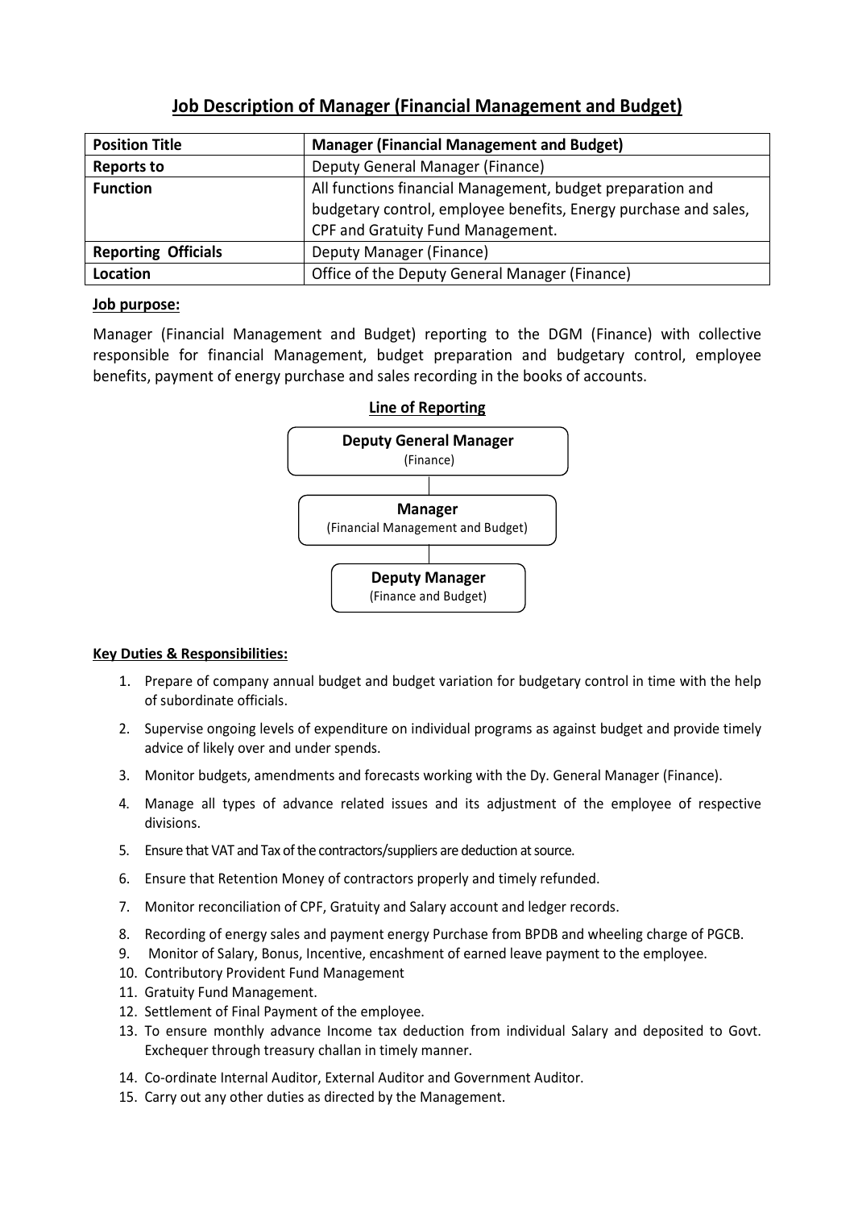# Job Description of Manager (Financial Management and Budget)

| **Position Title** | **Manager (Financial Management and Budget)** |
|---|---|
| **Reports to** | Deputy General Manager (Finance) |
| **Function** | All functions financial Management, budget preparation and budgetary control, employee benefits, Energy purchase and sales, CPF and Gratuity Fund Management. |
| **Reporting Officials** | Deputy Manager (Finance) |
| **Location** | Office of the Deputy General Manager (Finance) |

**Job purpose:**

Manager (Financial Management and Budget) reporting to the DGM (Finance) with collective responsible for financial Management, budget preparation and budgetary control, employee benefits, payment of energy purchase and sales recording in the books of accounts.

**Line of Reporting**

**Deputy General Manager** (Finance)

**Manager** (Financial Management and Budget)

**Deputy Manager** (Finance and Budget)

**Key Duties & Responsibilities:**

1. Prepare of company annual budget and budget variation for budgetary control in time with the help of subordinate officials.
2. Supervise ongoing levels of expenditure on individual programs as against budget and provide timely advice of likely over and under spends.
3. Monitor budgets, amendments and forecasts working with the Dy. General Manager (Finance).
4. Manage all types of advance related issues and its adjustment of the employee of respective divisions.
5. Ensure that VAT and Tax of the contractors/suppliers are deduction at source.
6. Ensure that Retention Money of contractors properly and timely refunded.
7. Monitor reconciliation of CPF, Gratuity and Salary account and ledger records.
8. Recording of energy sales and payment energy Purchase from BPDB and wheeling charge of PGCB.
9. Monitor of Salary, Bonus, Incentive, encashment of earned leave payment to the employee.
10. Contributory Provident Fund Management
11. Gratuity Fund Management.
12. Settlement of Final Payment of the employee.
13. To ensure monthly advance Income tax deduction from individual Salary and deposited to Govt. Exchequer through treasury challan in timely manner.
14. Co-ordinate Internal Auditor, External Auditor and Government Auditor.
15. Carry out any other duties as directed by the Management.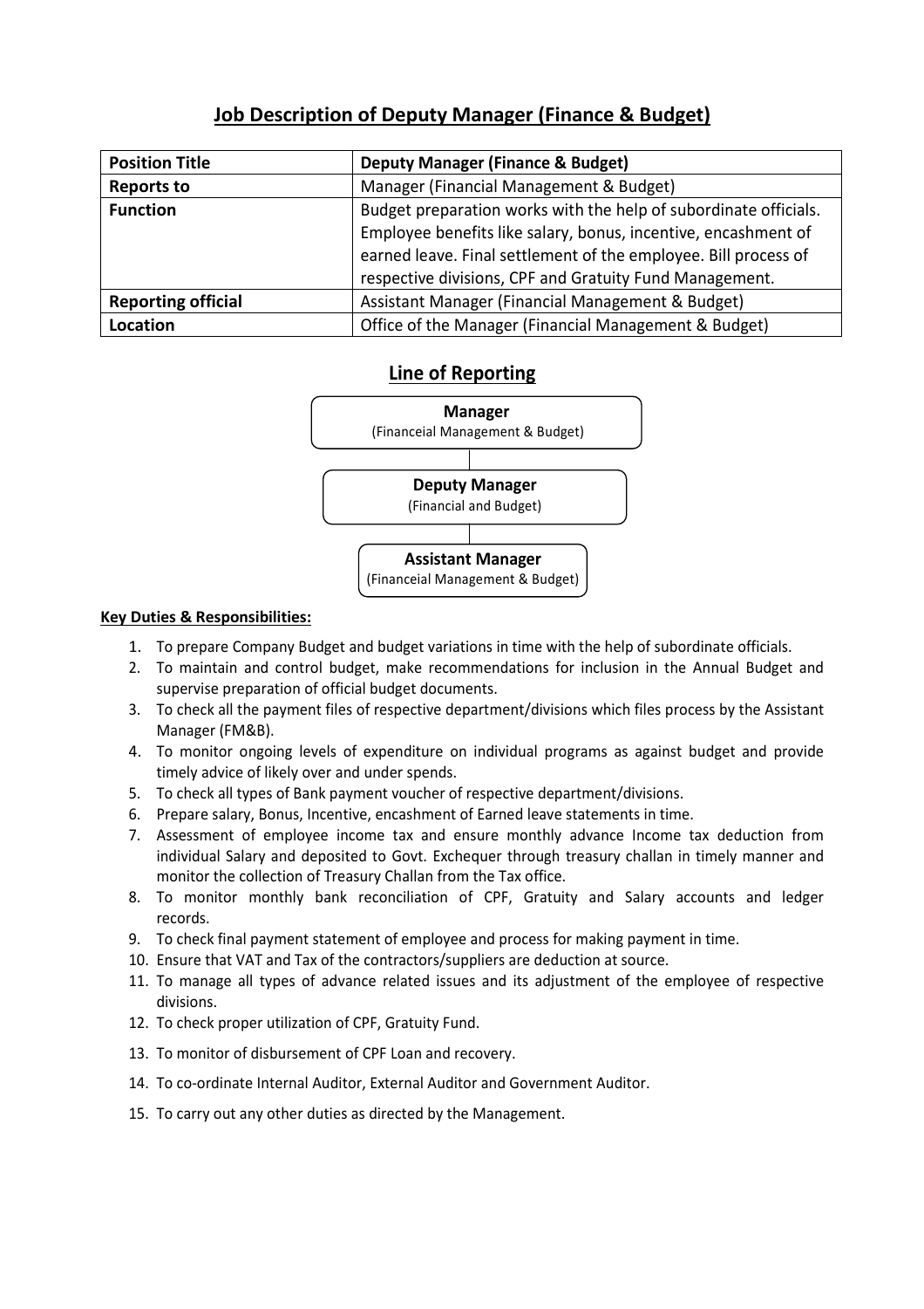## Job Description of Deputy Manager (Finance & Budget)

| **Position Title** | **Deputy Manager (Finance & Budget)** |
|---|---|
| **Reports to** | Manager (Financial Management & Budget) |
| **Function** | Budget preparation works with the help of subordinate officials. Employee benefits like salary, bonus, incentive, encashment of earned leave. Final settlement of the employee. Bill process of respective divisions, CPF and Gratuity Fund Management. |
| **Reporting official** | Assistant Manager (Financial Management & Budget) |
| **Location** | Office of the Manager (Financial Management & Budget) |

## Line of Reporting

**Manager**
(Financeial Management & Budget)

**Deputy Manager**
(Financial and Budget)

**Assistant Manager**
(Financeial Management & Budget)

**Key Duties & Responsibilities:**

1. To prepare Company Budget and budget variations in time with the help of subordinate officials.
2. To maintain and control budget, make recommendations for inclusion in the Annual Budget and supervise preparation of official budget documents.
3. To check all the payment files of respective department/divisions which files process by the Assistant Manager (FM&B).
4. To monitor ongoing levels of expenditure on individual programs as against budget and provide timely advice of likely over and under spends.
5. To check all types of Bank payment voucher of respective department/divisions.
6. Prepare salary, Bonus, Incentive, encashment of Earned leave statements in time.
7. Assessment of employee income tax and ensure monthly advance Income tax deduction from individual Salary and deposited to Govt. Exchequer through treasury challan in timely manner and monitor the collection of Treasury Challan from the Tax office.
8. To monitor monthly bank reconciliation of CPF, Gratuity and Salary accounts and ledger records.
9. To check final payment statement of employee and process for making payment in time.
10. Ensure that VAT and Tax of the contractors/suppliers are deduction at source.
11. To manage all types of advance related issues and its adjustment of the employee of respective divisions.
12. To check proper utilization of CPF, Gratuity Fund.
13. To monitor of disbursement of CPF Loan and recovery.
14. To co-ordinate Internal Auditor, External Auditor and Government Auditor.
15. To carry out any other duties as directed by the Management.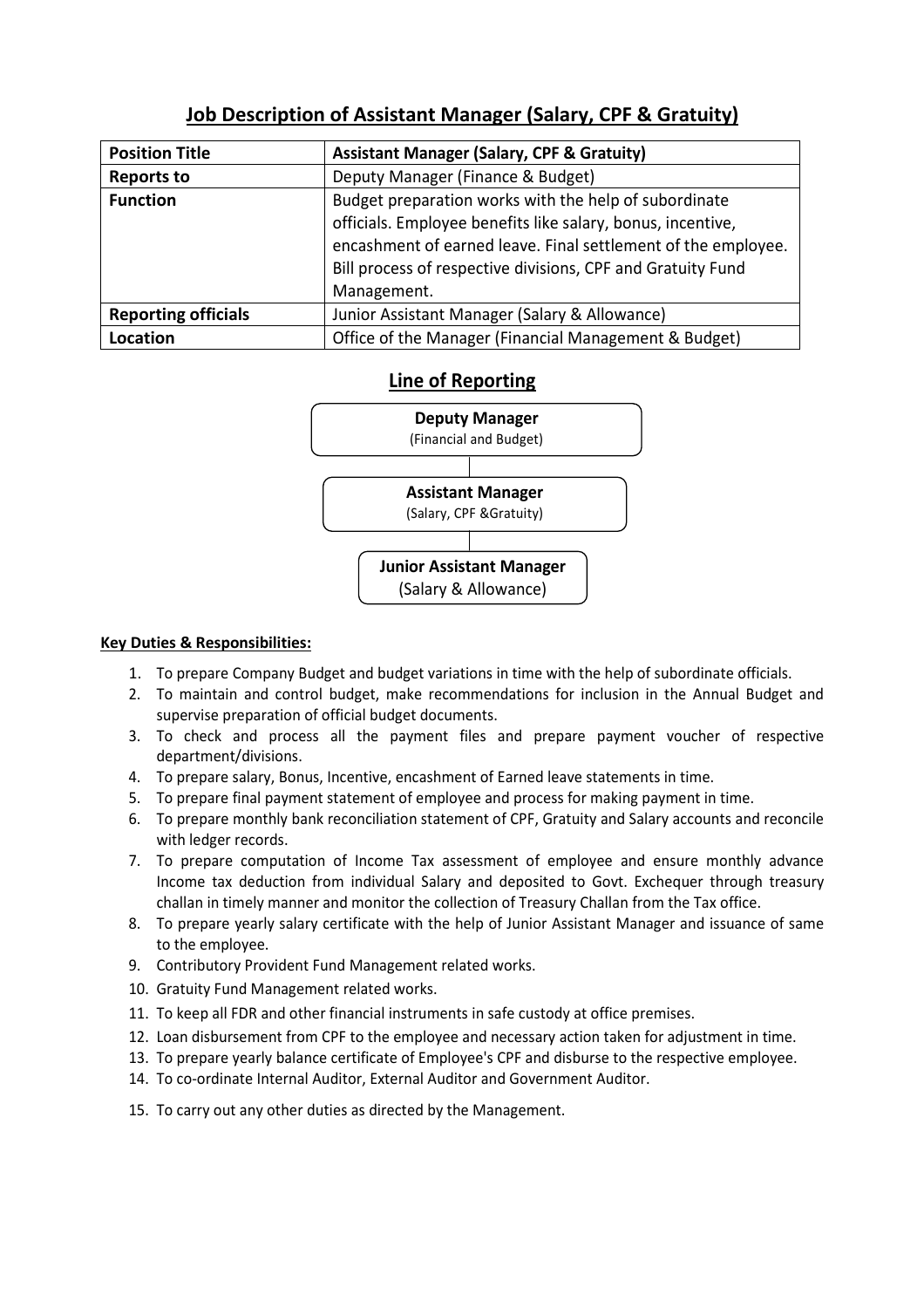## Job Description of Assistant Manager (Salary, CPF & Gratuity)

| **Position Title** | **Assistant Manager (Salary, CPF & Gratuity)** |
|---|---|
| **Reports to** | Deputy Manager (Finance & Budget) |
| **Function** | Budget preparation works with the help of subordinate officials. Employee benefits like salary, bonus, incentive, encashment of earned leave. Final settlement of the employee. Bill process of respective divisions, CPF and Gratuity Fund Management. |
| **Reporting officials** | Junior Assistant Manager (Salary & Allowance) |
| **Location** | Office of the Manager (Financial Management & Budget) |

## Line of Reporting

**Deputy Manager**
(Financial and Budget)

**Assistant Manager**
(Salary, CPF &Gratuity)

**Junior Assistant Manager**
(Salary & Allowance)

**Key Duties & Responsibilities:**

1. To prepare Company Budget and budget variations in time with the help of subordinate officials.
2. To maintain and control budget, make recommendations for inclusion in the Annual Budget and supervise preparation of official budget documents.
3. To check and process all the payment files and prepare payment voucher of respective department/divisions.
4. To prepare salary, Bonus, Incentive, encashment of Earned leave statements in time.
5. To prepare final payment statement of employee and process for making payment in time.
6. To prepare monthly bank reconciliation statement of CPF, Gratuity and Salary accounts and reconcile with ledger records.
7. To prepare computation of Income Tax assessment of employee and ensure monthly advance Income tax deduction from individual Salary and deposited to Govt. Exchequer through treasury challan in timely manner and monitor the collection of Treasury Challan from the Tax office.
8. To prepare yearly salary certificate with the help of Junior Assistant Manager and issuance of same to the employee.
9. Contributory Provident Fund Management related works.
10. Gratuity Fund Management related works.
11. To keep all FDR and other financial instruments in safe custody at office premises.
12. Loan disbursement from CPF to the employee and necessary action taken for adjustment in time.
13. To prepare yearly balance certificate of Employee's CPF and disburse to the respective employee.
14. To co-ordinate Internal Auditor, External Auditor and Government Auditor.
15. To carry out any other duties as directed by the Management.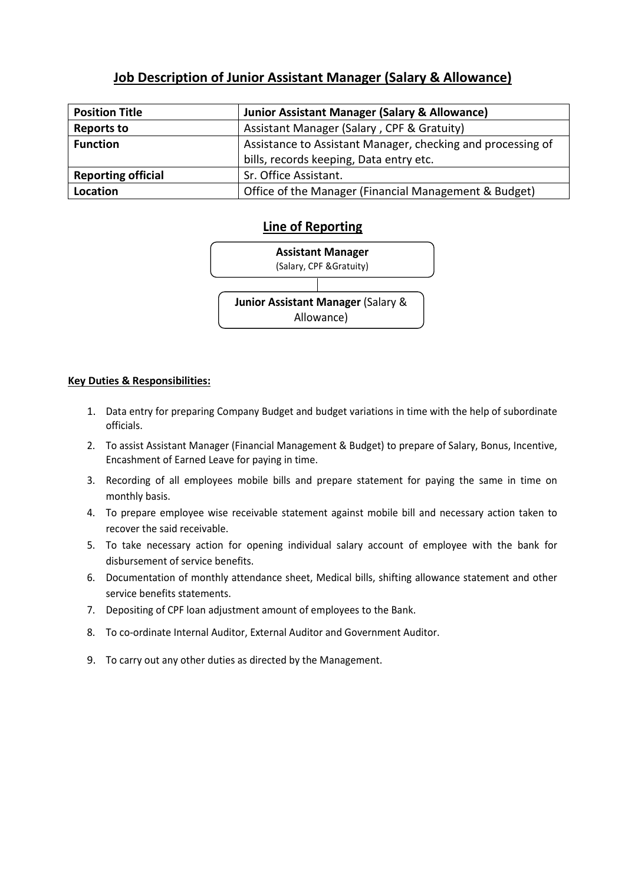# Job Description of Junior Assistant Manager (Salary & Allowance)

| **Position Title** | **Junior Assistant Manager (Salary & Allowance)** |
|---|---|
| **Reports to** | Assistant Manager (Salary , CPF & Gratuity) |
| **Function** | Assistance to Assistant Manager, checking and processing of bills, records keeping, Data entry etc. |
| **Reporting official** | Sr. Office Assistant. |
| **Location** | Office of the Manager (Financial Management & Budget) |

## Line of Reporting

**Assistant Manager**
(Salary, CPF &Gratuity)

|

**Junior Assistant Manager** (Salary & Allowance)

**Key Duties & Responsibilities:**

1. Data entry for preparing Company Budget and budget variations in time with the help of subordinate officials.
2. To assist Assistant Manager (Financial Management & Budget) to prepare of Salary, Bonus, Incentive, Encashment of Earned Leave for paying in time.
3. Recording of all employees mobile bills and prepare statement for paying the same in time on monthly basis.
4. To prepare employee wise receivable statement against mobile bill and necessary action taken to recover the said receivable.
5. To take necessary action for opening individual salary account of employee with the bank for disbursement of service benefits.
6. Documentation of monthly attendance sheet, Medical bills, shifting allowance statement and other service benefits statements.
7. Depositing of CPF loan adjustment amount of employees to the Bank.
8. To co-ordinate Internal Auditor, External Auditor and Government Auditor.
9. To carry out any other duties as directed by the Management.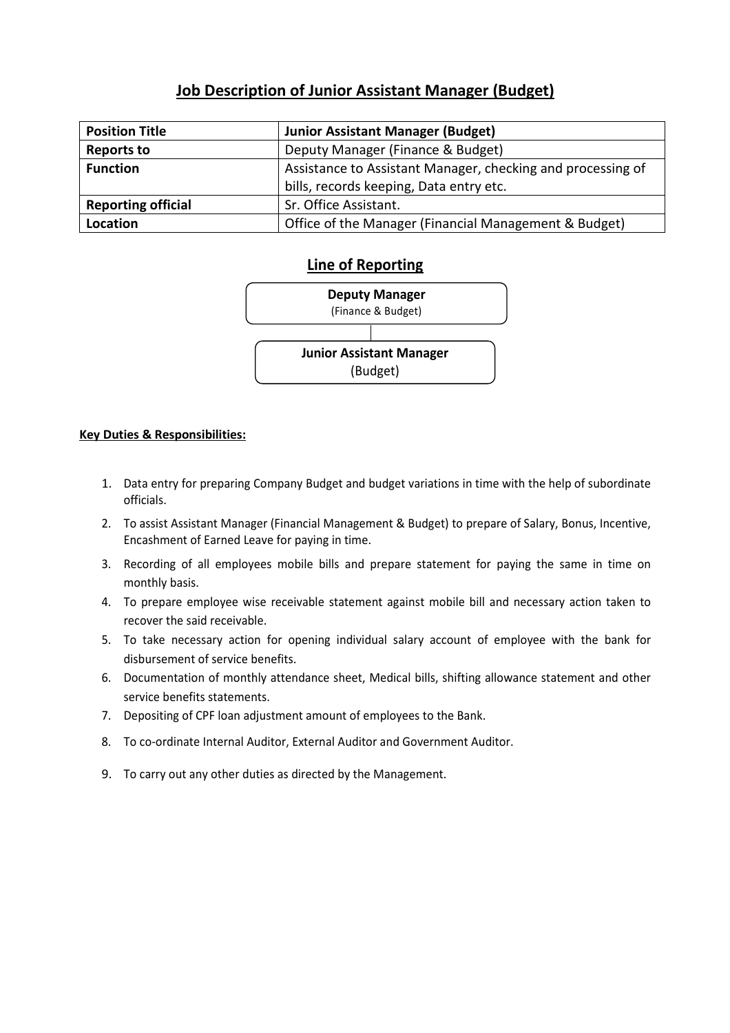## Job Description of Junior Assistant Manager (Budget)

| **Position Title** | **Junior Assistant Manager (Budget)** |
|---|---|
| **Reports to** | Deputy Manager (Finance & Budget) |
| **Function** | Assistance to Assistant Manager, checking and processing of bills, records keeping, Data entry etc. |
| **Reporting official** | Sr. Office Assistant. |
| **Location** | Office of the Manager (Financial Management & Budget) |

## Line of Reporting

**Deputy Manager**
(Finance & Budget)

↓

**Junior Assistant Manager**
(Budget)

**Key Duties & Responsibilities:**

1. Data entry for preparing Company Budget and budget variations in time with the help of subordinate officials.
2. To assist Assistant Manager (Financial Management & Budget) to prepare of Salary, Bonus, Incentive, Encashment of Earned Leave for paying in time.
3. Recording of all employees mobile bills and prepare statement for paying the same in time on monthly basis.
4. To prepare employee wise receivable statement against mobile bill and necessary action taken to recover the said receivable.
5. To take necessary action for opening individual salary account of employee with the bank for disbursement of service benefits.
6. Documentation of monthly attendance sheet, Medical bills, shifting allowance statement and other service benefits statements.
7. Depositing of CPF loan adjustment amount of employees to the Bank.
8. To co-ordinate Internal Auditor, External Auditor and Government Auditor.
9. To carry out any other duties as directed by the Management.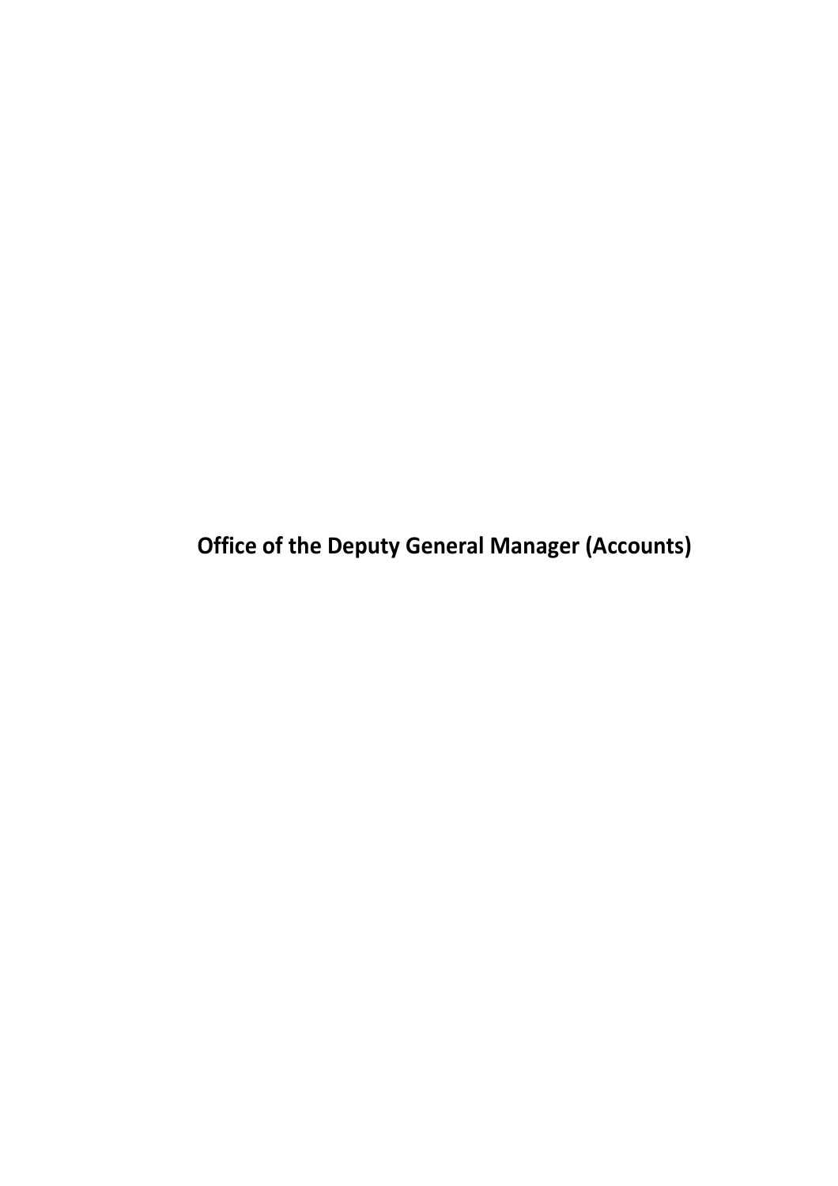# Office of the Deputy General Manager (Accounts)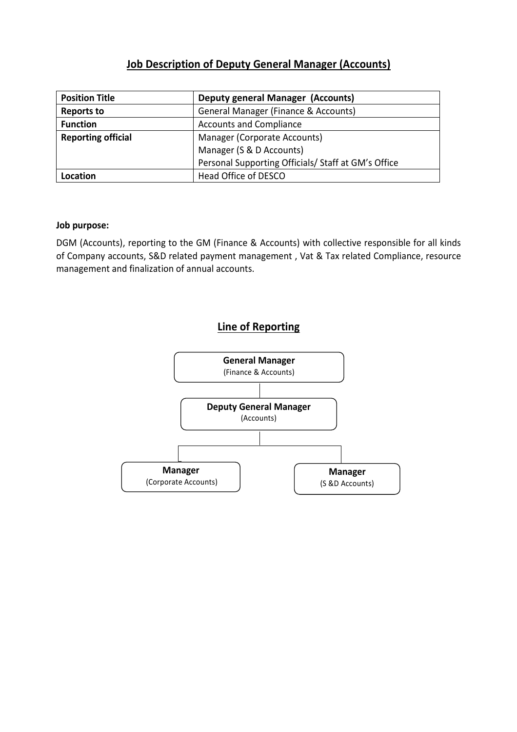## Job Description of Deputy General Manager (Accounts)

| **Position Title** | **Deputy general Manager (Accounts)** |
|---|---|
| **Reports to** | General Manager (Finance & Accounts) |
| **Function** | Accounts and Compliance |
| **Reporting official** | Manager (Corporate Accounts)<br>Manager (S & D Accounts)<br>Personal Supporting Officials/ Staff at GM's Office |
| **Location** | Head Office of DESCO |

**Job purpose:**

DGM (Accounts), reporting to the GM (Finance & Accounts) with collective responsible for all kinds of Company accounts, S&D related payment management , Vat & Tax related Compliance, resource management and finalization of annual accounts.

## Line of Reporting

- **General Manager** (Finance & Accounts)
  - **Deputy General Manager** (Accounts)
    - **Manager** (Corporate Accounts)
    - **Manager** (S &D Accounts)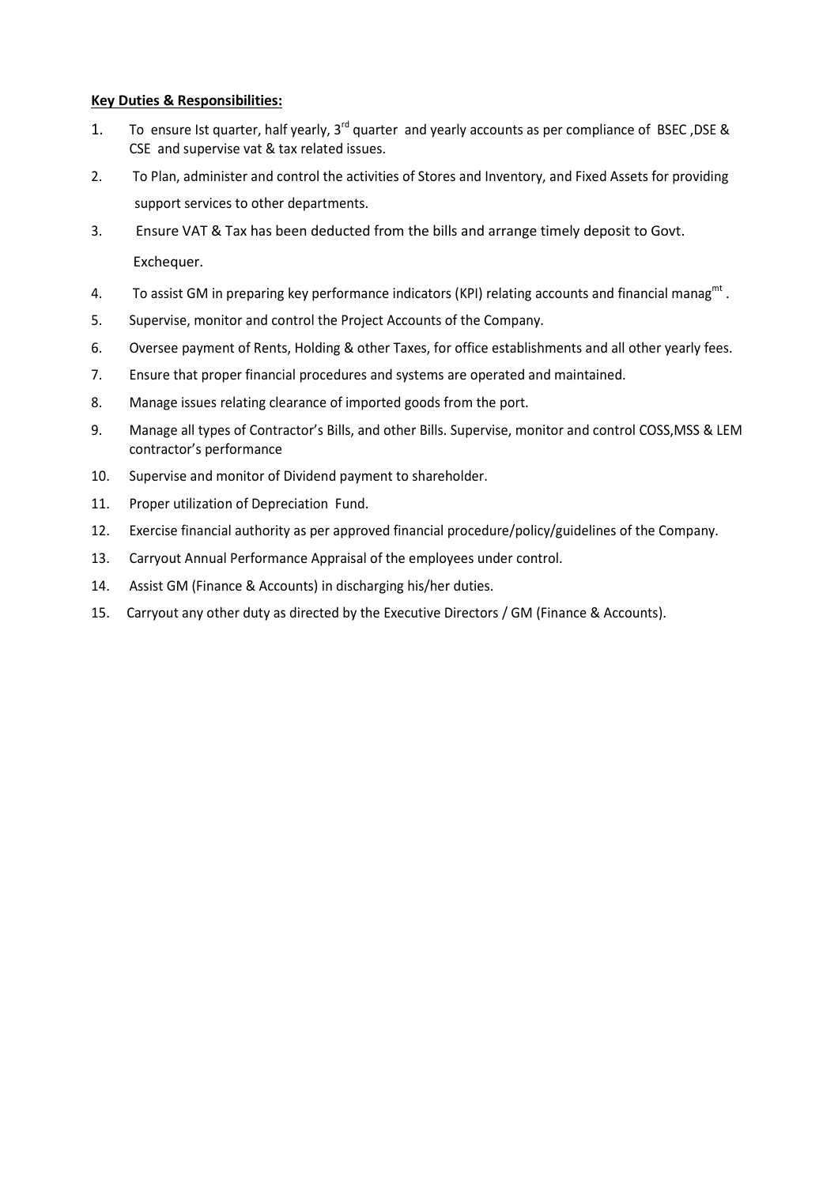**Key Duties & Responsibilities:**

1. To ensure Ist quarter, half yearly, 3rd quarter and yearly accounts as per compliance of BSEC ,DSE & CSE and supervise vat & tax related issues.
2. To Plan, administer and control the activities of Stores and Inventory, and Fixed Assets for providing support services to other departments.
3. Ensure VAT & Tax has been deducted from the bills and arrange timely deposit to Govt. Exchequer.
4. To assist GM in preparing key performance indicators (KPI) relating accounts and financial managmt .
5. Supervise, monitor and control the Project Accounts of the Company.
6. Oversee payment of Rents, Holding & other Taxes, for office establishments and all other yearly fees.
7. Ensure that proper financial procedures and systems are operated and maintained.
8. Manage issues relating clearance of imported goods from the port.
9. Manage all types of Contractor's Bills, and other Bills. Supervise, monitor and control COSS,MSS & LEM contractor's performance
10. Supervise and monitor of Dividend payment to shareholder.
11. Proper utilization of Depreciation Fund.
12. Exercise financial authority as per approved financial procedure/policy/guidelines of the Company.
13. Carryout Annual Performance Appraisal of the employees under control.
14. Assist GM (Finance & Accounts) in discharging his/her duties.
15. Carryout any other duty as directed by the Executive Directors / GM (Finance & Accounts).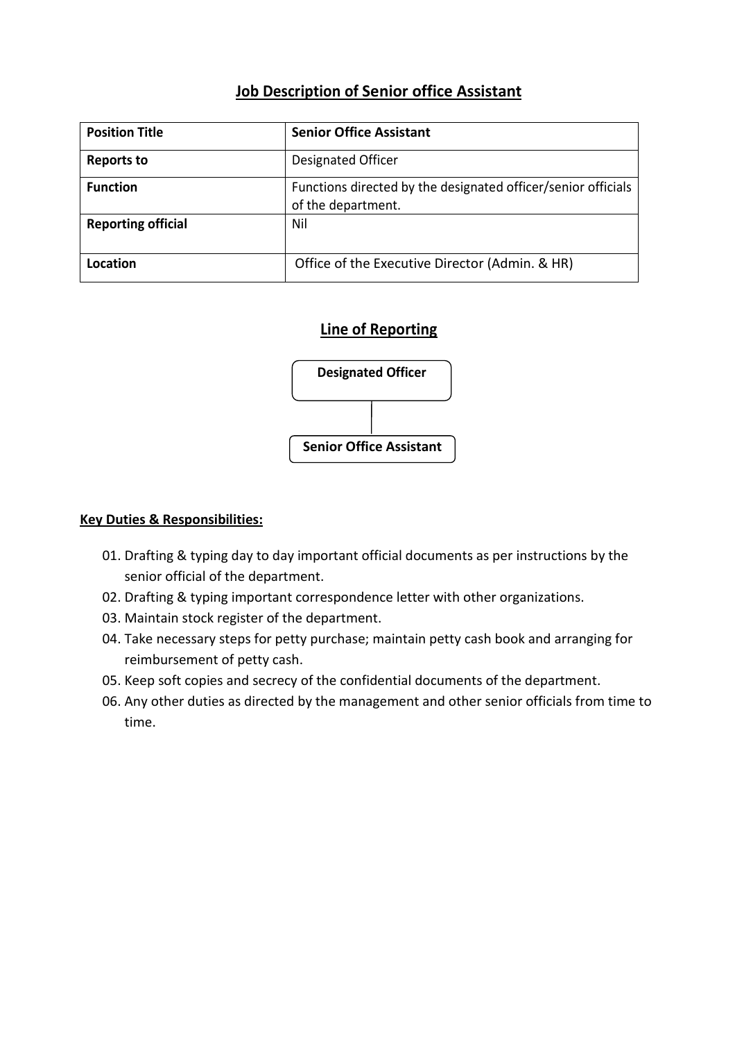## Job Description of Senior office Assistant

| **Position Title** | **Senior Office Assistant** |
|---|---|
| **Reports to** | Designated Officer |
| **Function** | Functions directed by the designated officer/senior officials of the department. |
| **Reporting official** | Nil |
| **Location** | Office of the Executive Director (Admin. & HR) |

## Line of Reporting

**Designated Officer**

**Senior Office Assistant**

**Key Duties & Responsibilities:**

01. Drafting & typing day to day important official documents as per instructions by the senior official of the department.
02. Drafting & typing important correspondence letter with other organizations.
03. Maintain stock register of the department.
04. Take necessary steps for petty purchase; maintain petty cash book and arranging for reimbursement of petty cash.
05. Keep soft copies and secrecy of the confidential documents of the department.
06. Any other duties as directed by the management and other senior officials from time to time.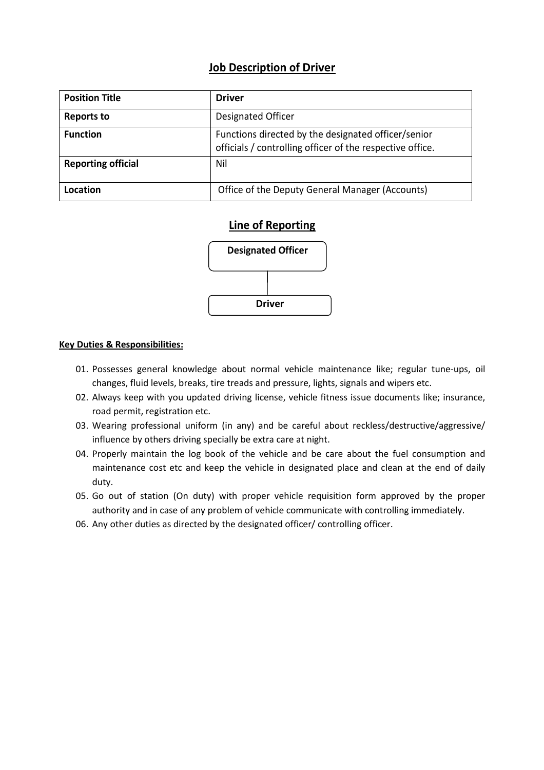## Job Description of Driver

| Position Title | Driver |
|---|---|
| Reports to | Designated Officer |
| Function | Functions directed by the designated officer/senior officials / controlling officer of the respective office. |
| Reporting official | Nil |
| Location | Office of the Deputy General Manager (Accounts) |

## Line of Reporting

Designated Officer

Driver

**Key Duties & Responsibilities:**

01. Possesses general knowledge about normal vehicle maintenance like; regular tune-ups, oil changes, fluid levels, breaks, tire treads and pressure, lights, signals and wipers etc.
02. Always keep with you updated driving license, vehicle fitness issue documents like; insurance, road permit, registration etc.
03. Wearing professional uniform (in any) and be careful about reckless/destructive/aggressive/ influence by others driving specially be extra care at night.
04. Properly maintain the log book of the vehicle and be care about the fuel consumption and maintenance cost etc and keep the vehicle in designated place and clean at the end of daily duty.
05. Go out of station (On duty) with proper vehicle requisition form approved by the proper authority and in case of any problem of vehicle communicate with controlling immediately.
06. Any other duties as directed by the designated officer/ controlling officer.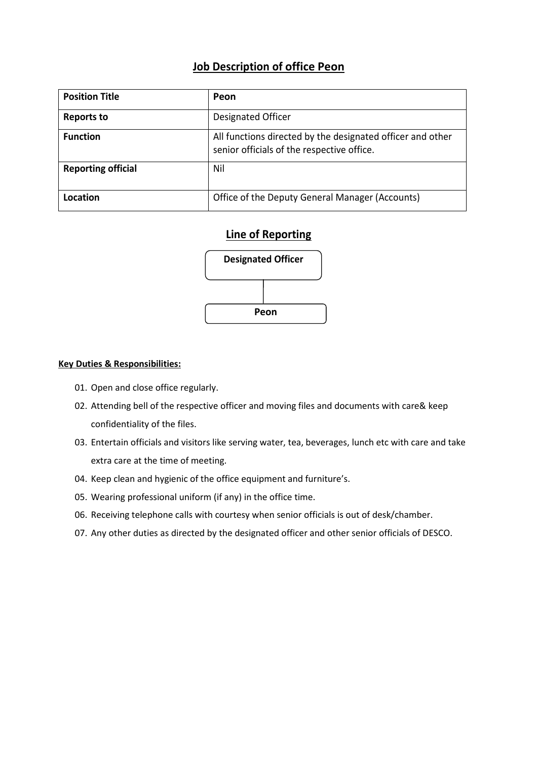## Job Description of office Peon

| Position Title | Peon |
|---|---|
| Reports to | Designated Officer |
| Function | All functions directed by the designated officer and other senior officials of the respective office. |
| Reporting official | Nil |
| Location | Office of the Deputy General Manager (Accounts) |

## Line of Reporting

Designated Officer

Peon

**Key Duties & Responsibilities:**

01. Open and close office regularly.
02. Attending bell of the respective officer and moving files and documents with care& keep confidentiality of the files.
03. Entertain officials and visitors like serving water, tea, beverages, lunch etc with care and take extra care at the time of meeting.
04. Keep clean and hygienic of the office equipment and furniture's.
05. Wearing professional uniform (if any) in the office time.
06. Receiving telephone calls with courtesy when senior officials is out of desk/chamber.
07. Any other duties as directed by the designated officer and other senior officials of DESCO.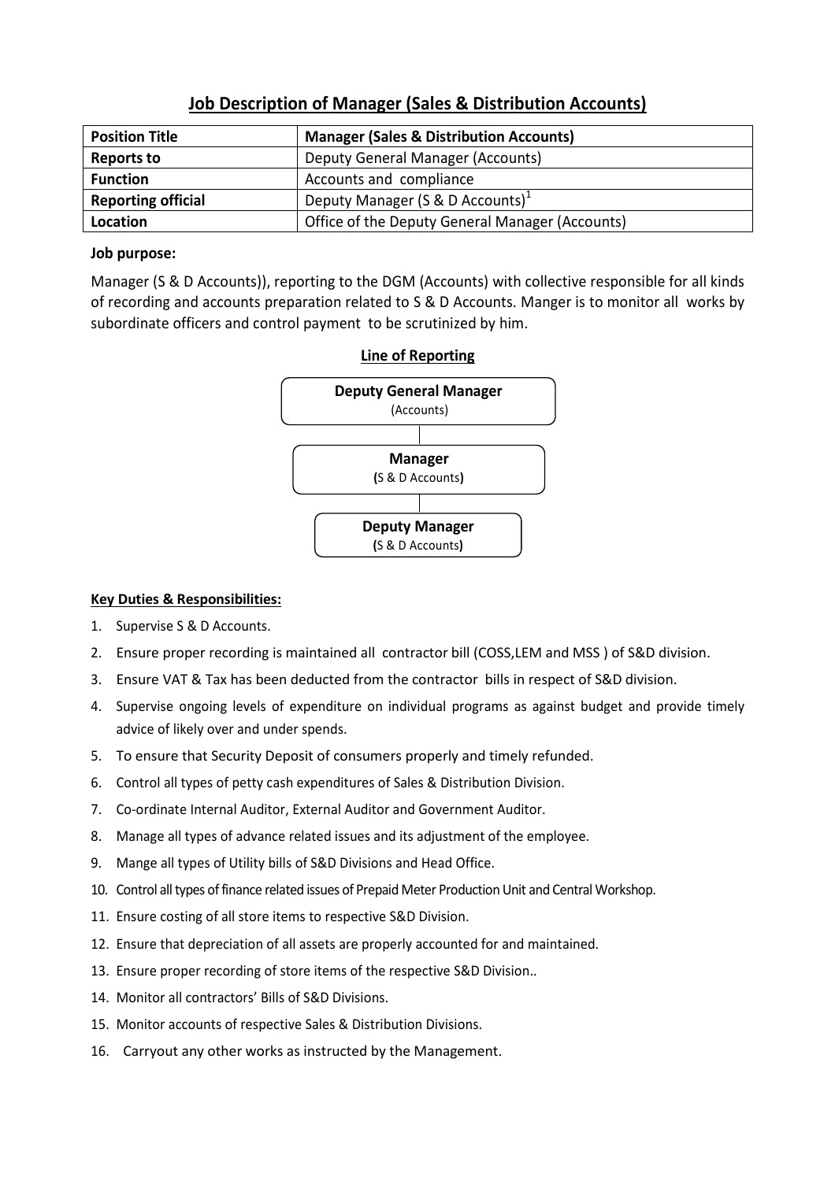# Job Description of Manager (Sales & Distribution Accounts)

| **Position Title** | **Manager (Sales & Distribution Accounts)** |
|---|---|
| **Reports to** | Deputy General Manager (Accounts) |
| **Function** | Accounts and compliance |
| **Reporting official** | Deputy Manager (S & D Accounts)[1] |
| **Location** | Office of the Deputy General Manager (Accounts) |

**Job purpose:**

Manager (S & D Accounts)), reporting to the DGM (Accounts) with collective responsible for all kinds of recording and accounts preparation related to S & D Accounts. Manger is to monitor all works by subordinate officers and control payment to be scrutinized by him.

**Line of Reporting**

**Deputy General Manager** (Accounts)

**Manager** (S & D Accounts)

**Deputy Manager** (S & D Accounts)

**Key Duties & Responsibilities:**

1. Supervise S & D Accounts.
2. Ensure proper recording is maintained all contractor bill (COSS,LEM and MSS ) of S&D division.
3. Ensure VAT & Tax has been deducted from the contractor bills in respect of S&D division.
4. Supervise ongoing levels of expenditure on individual programs as against budget and provide timely advice of likely over and under spends.
5. To ensure that Security Deposit of consumers properly and timely refunded.
6. Control all types of petty cash expenditures of Sales & Distribution Division.
7. Co-ordinate Internal Auditor, External Auditor and Government Auditor.
8. Manage all types of advance related issues and its adjustment of the employee.
9. Mange all types of Utility bills of S&D Divisions and Head Office.
10. Control all types of finance related issues of Prepaid Meter Production Unit and Central Workshop.
11. Ensure costing of all store items to respective S&D Division.
12. Ensure that depreciation of all assets are properly accounted for and maintained.
13. Ensure proper recording of store items of the respective S&D Division..
14. Monitor all contractors' Bills of S&D Divisions.
15. Monitor accounts of respective Sales & Distribution Divisions.
16. Carryout any other works as instructed by the Management.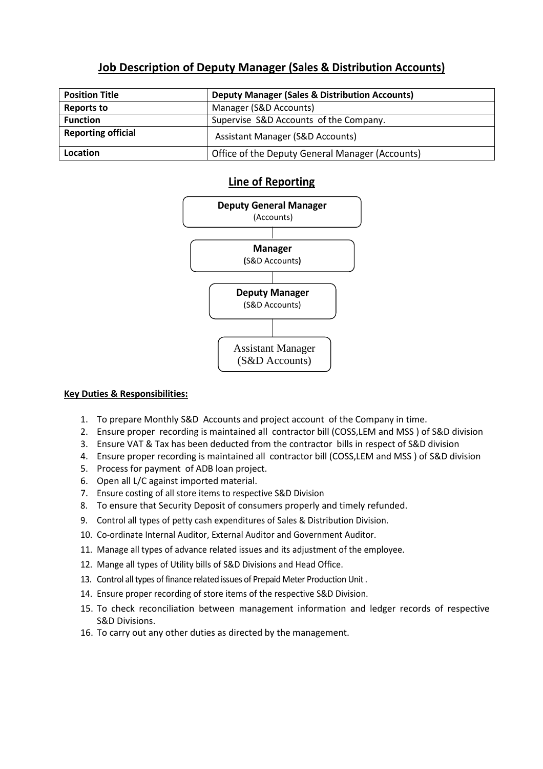## Job Description of Deputy Manager (Sales & Distribution Accounts)

| **Position Title** | **Deputy Manager (Sales & Distribution Accounts)** |
|---|---|
| **Reports to** | Manager (S&D Accounts) |
| **Function** | Supervise S&D Accounts of the Company. |
| **Reporting official** | Assistant Manager (S&D Accounts) |
| **Location** | Office of the Deputy General Manager (Accounts) |

## Line of Reporting

**Deputy General Manager** (Accounts)

**Manager** (S&D Accounts)

**Deputy Manager** (S&D Accounts)

Assistant Manager (S&D Accounts)

**Key Duties & Responsibilities:**

1. To prepare Monthly S&D Accounts and project account of the Company in time.
2. Ensure proper recording is maintained all contractor bill (COSS,LEM and MSS ) of S&D division
3. Ensure VAT & Tax has been deducted from the contractor bills in respect of S&D division
4. Ensure proper recording is maintained all contractor bill (COSS,LEM and MSS ) of S&D division
5. Process for payment of ADB loan project.
6. Open all L/C against imported material.
7. Ensure costing of all store items to respective S&D Division
8. To ensure that Security Deposit of consumers properly and timely refunded.
9. Control all types of petty cash expenditures of Sales & Distribution Division.
10. Co-ordinate Internal Auditor, External Auditor and Government Auditor.
11. Manage all types of advance related issues and its adjustment of the employee.
12. Mange all types of Utility bills of S&D Divisions and Head Office.
13. Control all types of finance related issues of Prepaid Meter Production Unit .
14. Ensure proper recording of store items of the respective S&D Division.
15. To check reconciliation between management information and ledger records of respective S&D Divisions.
16. To carry out any other duties as directed by the management.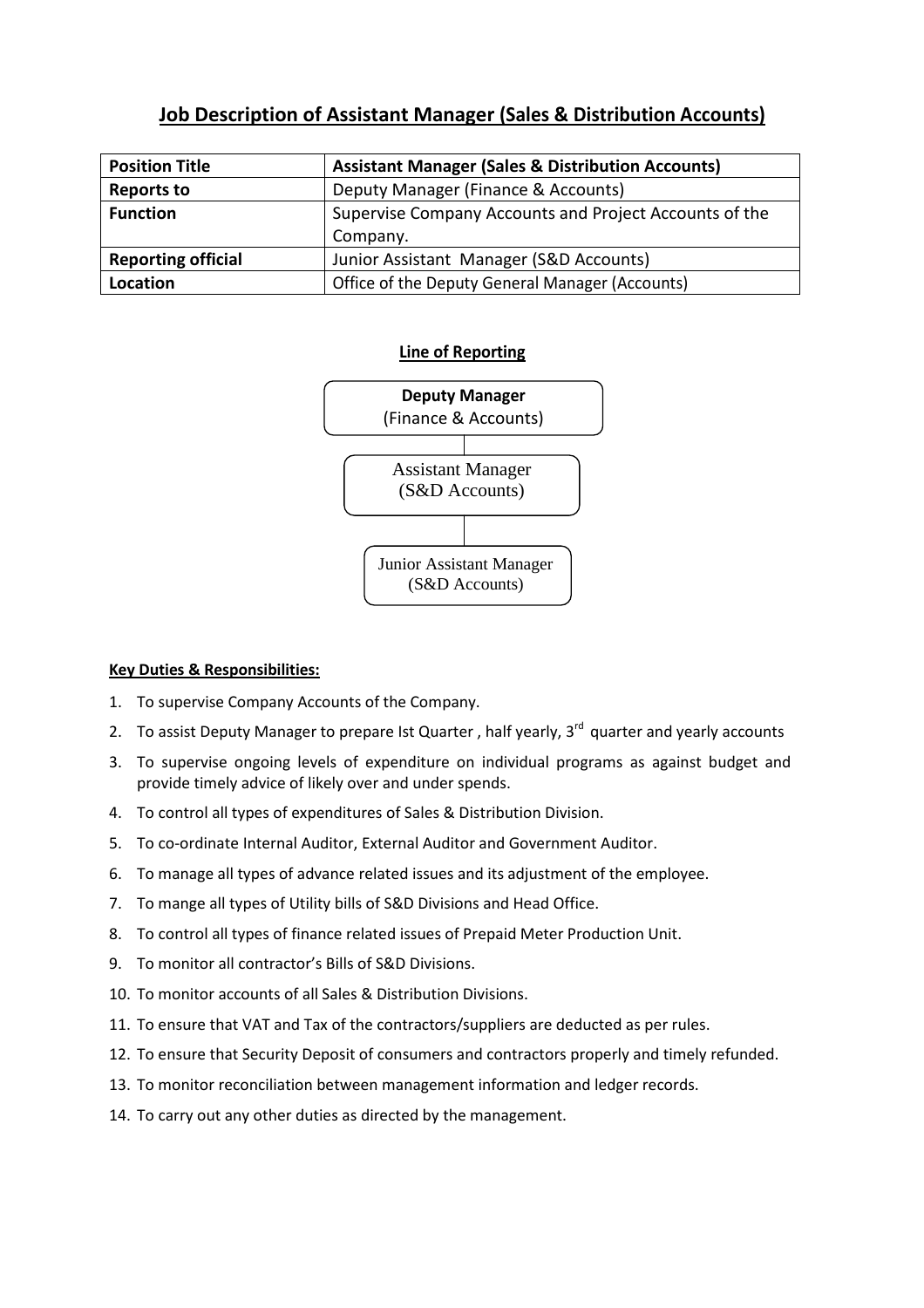# Job Description of Assistant Manager (Sales & Distribution Accounts)

| **Position Title** | **Assistant Manager (Sales & Distribution Accounts)** |
|---|---|
| **Reports to** | Deputy Manager (Finance & Accounts) |
| **Function** | Supervise Company Accounts and Project Accounts of the Company. |
| **Reporting official** | Junior Assistant Manager (S&D Accounts) |
| **Location** | Office of the Deputy General Manager (Accounts) |

**Line of Reporting**

**Deputy Manager** (Finance & Accounts)

Assistant Manager (S&D Accounts)

Junior Assistant Manager (S&D Accounts)

**Key Duties & Responsibilities:**

1. To supervise Company Accounts of the Company.
2. To assist Deputy Manager to prepare Ist Quarter , half yearly, 3rd quarter and yearly accounts
3. To supervise ongoing levels of expenditure on individual programs as against budget and provide timely advice of likely over and under spends.
4. To control all types of expenditures of Sales & Distribution Division.
5. To co-ordinate Internal Auditor, External Auditor and Government Auditor.
6. To manage all types of advance related issues and its adjustment of the employee.
7. To mange all types of Utility bills of S&D Divisions and Head Office.
8. To control all types of finance related issues of Prepaid Meter Production Unit.
9. To monitor all contractor's Bills of S&D Divisions.
10. To monitor accounts of all Sales & Distribution Divisions.
11. To ensure that VAT and Tax of the contractors/suppliers are deducted as per rules.
12. To ensure that Security Deposit of consumers and contractors properly and timely refunded.
13. To monitor reconciliation between management information and ledger records.
14. To carry out any other duties as directed by the management.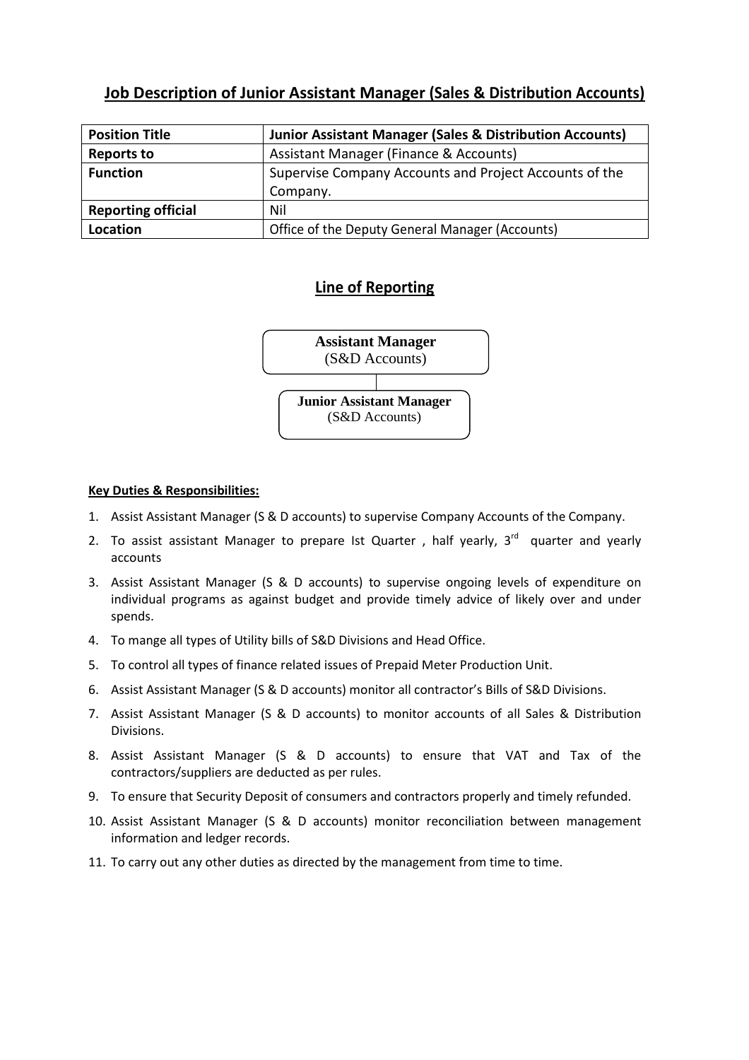## Job Description of Junior Assistant Manager (Sales & Distribution Accounts)

| **Position Title** | **Junior Assistant Manager (Sales & Distribution Accounts)** |
|---|---|
| **Reports to** | Assistant Manager (Finance & Accounts) |
| **Function** | Supervise Company Accounts and Project Accounts of the Company. |
| **Reporting official** | Nil |
| **Location** | Office of the Deputy General Manager (Accounts) |

## Line of Reporting

**Assistant Manager**
(S&D Accounts)

**Junior Assistant Manager**
(S&D Accounts)

**Key Duties & Responsibilities:**

1. Assist Assistant Manager (S & D accounts) to supervise Company Accounts of the Company.
2. To assist assistant Manager to prepare Ist Quarter , half yearly, 3rd quarter and yearly accounts
3. Assist Assistant Manager (S & D accounts) to supervise ongoing levels of expenditure on individual programs as against budget and provide timely advice of likely over and under spends.
4. To mange all types of Utility bills of S&D Divisions and Head Office.
5. To control all types of finance related issues of Prepaid Meter Production Unit.
6. Assist Assistant Manager (S & D accounts) monitor all contractor's Bills of S&D Divisions.
7. Assist Assistant Manager (S & D accounts) to monitor accounts of all Sales & Distribution Divisions.
8. Assist Assistant Manager (S & D accounts) to ensure that VAT and Tax of the contractors/suppliers are deducted as per rules.
9. To ensure that Security Deposit of consumers and contractors properly and timely refunded.
10. Assist Assistant Manager (S & D accounts) monitor reconciliation between management information and ledger records.
11. To carry out any other duties as directed by the management from time to time.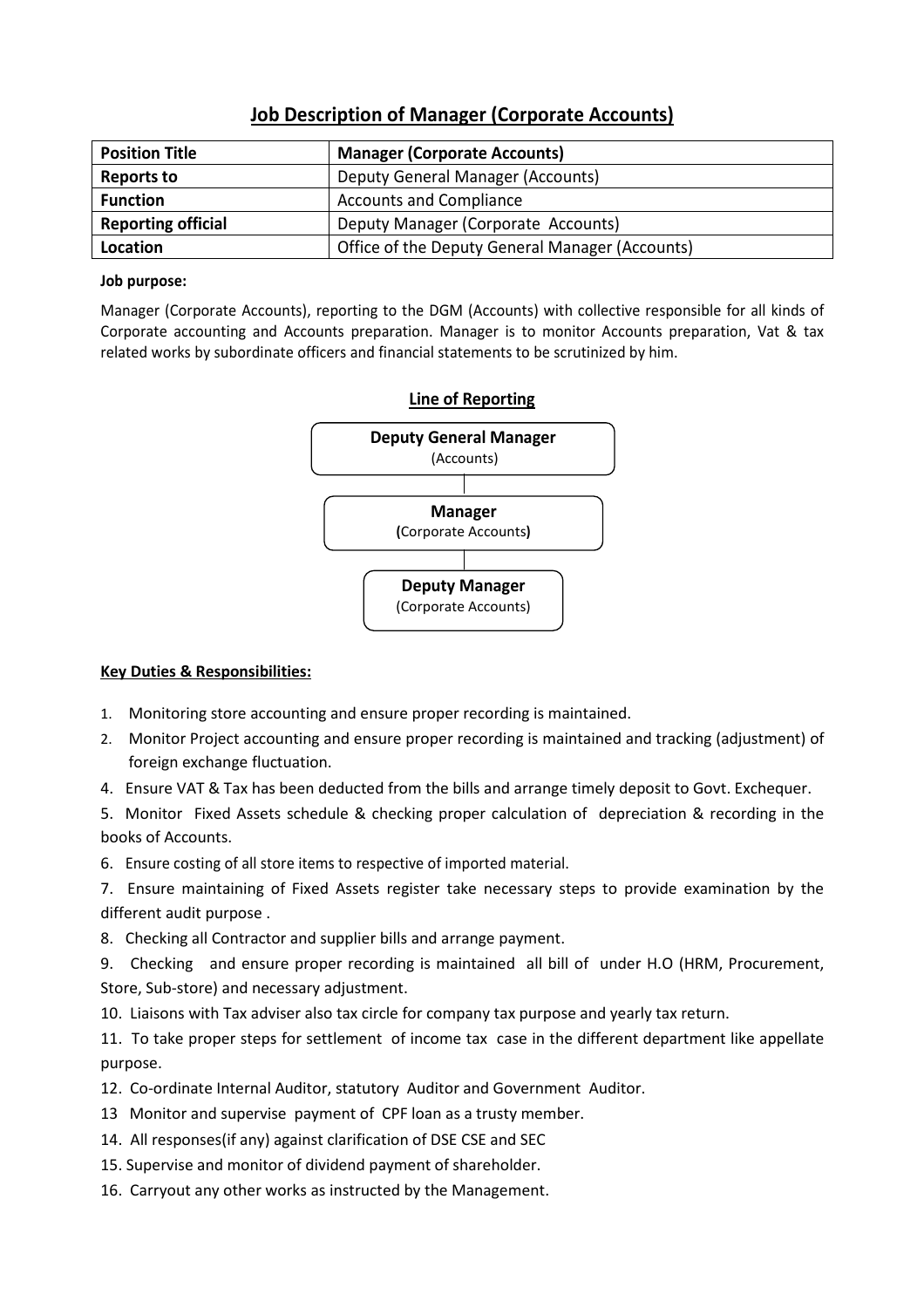## Job Description of Manager (Corporate Accounts)

| **Position Title** | **Manager (Corporate Accounts)** |
|---|---|
| **Reports to** | Deputy General Manager (Accounts) |
| **Function** | Accounts and Compliance |
| **Reporting official** | Deputy Manager (Corporate Accounts) |
| **Location** | Office of the Deputy General Manager (Accounts) |

**Job purpose:**

Manager (Corporate Accounts), reporting to the DGM (Accounts) with collective responsible for all kinds of Corporate accounting and Accounts preparation. Manager is to monitor Accounts preparation, Vat & tax related works by subordinate officers and financial statements to be scrutinized by him.

**Line of Reporting**

**Deputy General Manager** (Accounts)

**Manager** (Corporate Accounts)

**Deputy Manager** (Corporate Accounts)

**Key Duties & Responsibilities:**

1. Monitoring store accounting and ensure proper recording is maintained.
2. Monitor Project accounting and ensure proper recording is maintained and tracking (adjustment) of foreign exchange fluctuation.

4. Ensure VAT & Tax has been deducted from the bills and arrange timely deposit to Govt. Exchequer.

5. Monitor Fixed Assets schedule & checking proper calculation of depreciation & recording in the books of Accounts.

6. Ensure costing of all store items to respective of imported material.

7. Ensure maintaining of Fixed Assets register take necessary steps to provide examination by the different audit purpose .

8. Checking all Contractor and supplier bills and arrange payment.

9. Checking and ensure proper recording is maintained all bill of under H.O (HRM, Procurement, Store, Sub-store) and necessary adjustment.

10. Liaisons with Tax adviser also tax circle for company tax purpose and yearly tax return.

11. To take proper steps for settlement of income tax case in the different department like appellate purpose.

12. Co-ordinate Internal Auditor, statutory Auditor and Government Auditor.

13 Monitor and supervise payment of CPF loan as a trusty member.

14. All responses(if any) against clarification of DSE CSE and SEC

15. Supervise and monitor of dividend payment of shareholder.

16. Carryout any other works as instructed by the Management.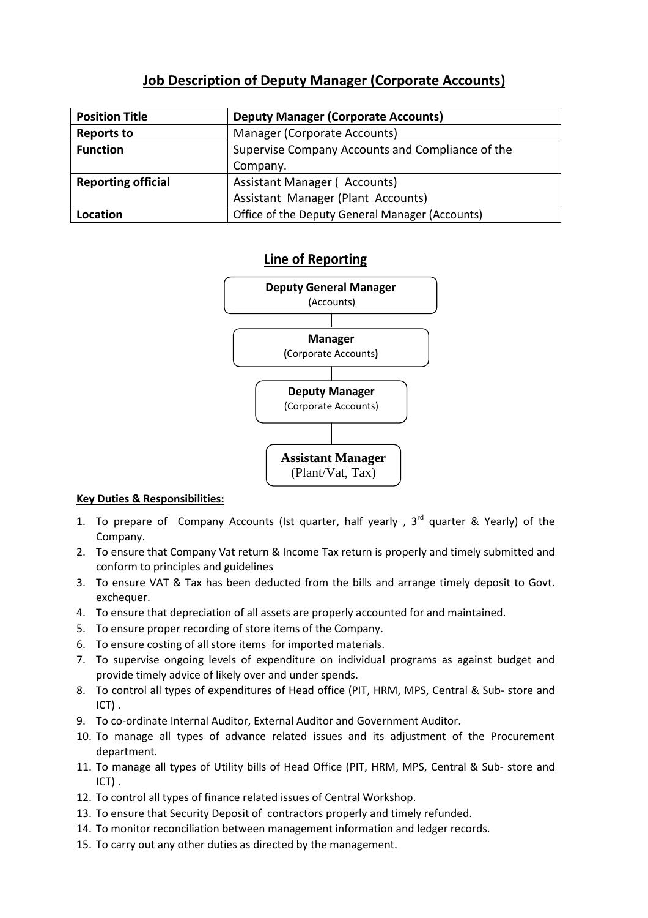## Job Description of Deputy Manager (Corporate Accounts)

| Position Title | Deputy Manager (Corporate Accounts) |
|---|---|
| Reports to | Manager (Corporate Accounts) |
| Function | Supervise Company Accounts and Compliance of the Company. |
| Reporting official | Assistant Manager ( Accounts)<br>Assistant Manager (Plant Accounts) |
| Location | Office of the Deputy General Manager (Accounts) |

### Line of Reporting

**Deputy General Manager** (Accounts)

**Manager** (Corporate Accounts)

**Deputy Manager** (Corporate Accounts)

**Assistant Manager** (Plant/Vat, Tax)

**Key Duties & Responsibilities:**

1. To prepare of Company Accounts (Ist quarter, half yearly , 3rd quarter & Yearly) of the Company.
2. To ensure that Company Vat return & Income Tax return is properly and timely submitted and conform to principles and guidelines
3. To ensure VAT & Tax has been deducted from the bills and arrange timely deposit to Govt. exchequer.
4. To ensure that depreciation of all assets are properly accounted for and maintained.
5. To ensure proper recording of store items of the Company.
6. To ensure costing of all store items for imported materials.
7. To supervise ongoing levels of expenditure on individual programs as against budget and provide timely advice of likely over and under spends.
8. To control all types of expenditures of Head office (PIT, HRM, MPS, Central & Sub- store and ICT) .
9. To co-ordinate Internal Auditor, External Auditor and Government Auditor.
10. To manage all types of advance related issues and its adjustment of the Procurement department.
11. To manage all types of Utility bills of Head Office (PIT, HRM, MPS, Central & Sub- store and ICT) .
12. To control all types of finance related issues of Central Workshop.
13. To ensure that Security Deposit of contractors properly and timely refunded.
14. To monitor reconciliation between management information and ledger records.
15. To carry out any other duties as directed by the management.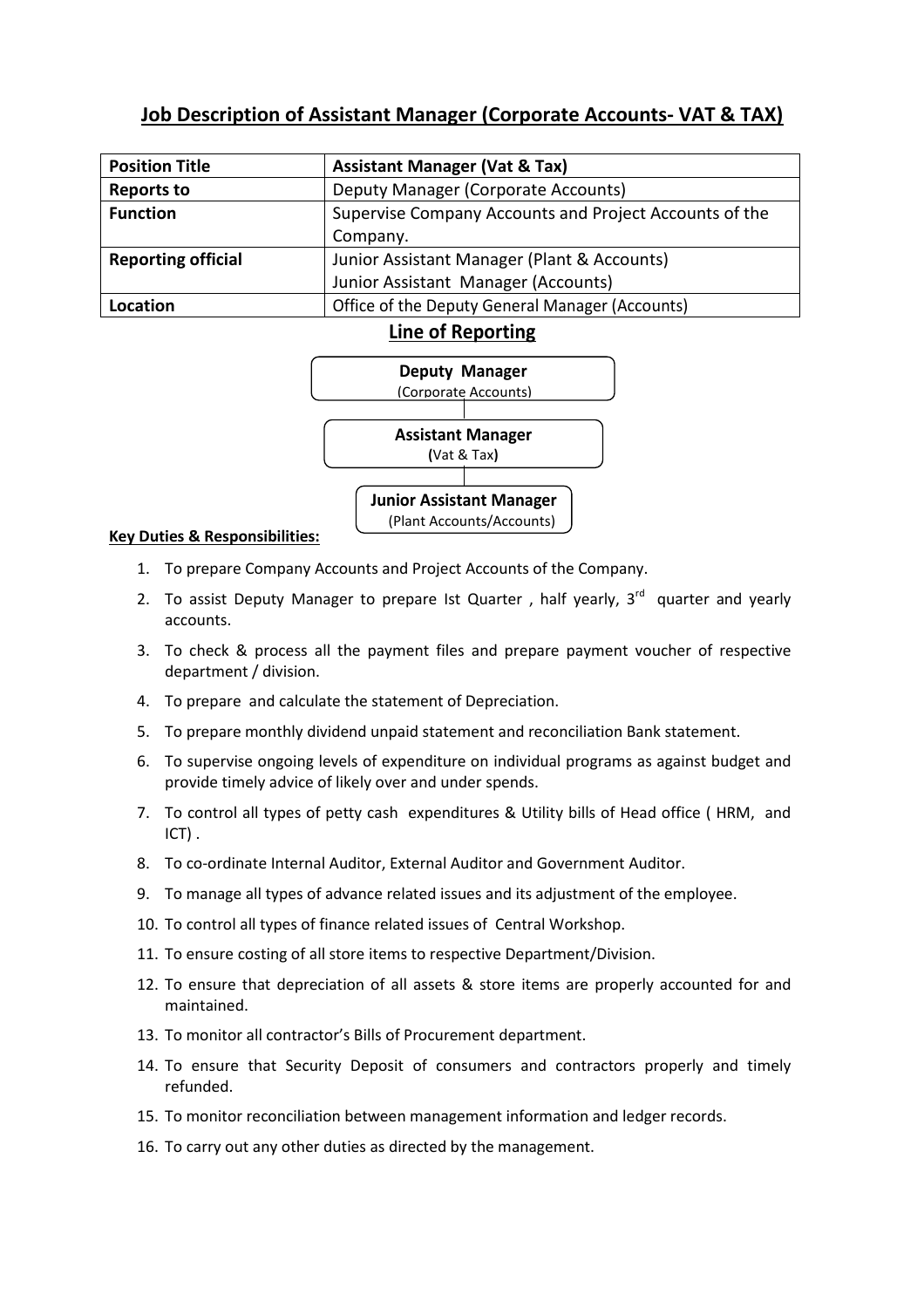## Job Description of Assistant Manager (Corporate Accounts- VAT & TAX)

| Position Title | Assistant Manager (Vat & Tax) |
|---|---|
| Reports to | Deputy Manager (Corporate Accounts) |
| Function | Supervise Company Accounts and Project Accounts of the Company. |
| Reporting official | Junior Assistant Manager (Plant & Accounts)<br>Junior Assistant Manager (Accounts) |
| Location | Office of the Deputy General Manager (Accounts) |

### Line of Reporting

**Deputy Manager**
(Corporate Accounts)

**Assistant Manager**
(Vat & Tax)

**Junior Assistant Manager**
(Plant Accounts/Accounts)

**Key Duties & Responsibilities:**

1. To prepare Company Accounts and Project Accounts of the Company.
2. To assist Deputy Manager to prepare Ist Quarter , half yearly, 3rd quarter and yearly accounts.
3. To check & process all the payment files and prepare payment voucher of respective department / division.
4. To prepare and calculate the statement of Depreciation.
5. To prepare monthly dividend unpaid statement and reconciliation Bank statement.
6. To supervise ongoing levels of expenditure on individual programs as against budget and provide timely advice of likely over and under spends.
7. To control all types of petty cash expenditures & Utility bills of Head office ( HRM, and ICT) .
8. To co-ordinate Internal Auditor, External Auditor and Government Auditor.
9. To manage all types of advance related issues and its adjustment of the employee.
10. To control all types of finance related issues of Central Workshop.
11. To ensure costing of all store items to respective Department/Division.
12. To ensure that depreciation of all assets & store items are properly accounted for and maintained.
13. To monitor all contractor's Bills of Procurement department.
14. To ensure that Security Deposit of consumers and contractors properly and timely refunded.
15. To monitor reconciliation between management information and ledger records.
16. To carry out any other duties as directed by the management.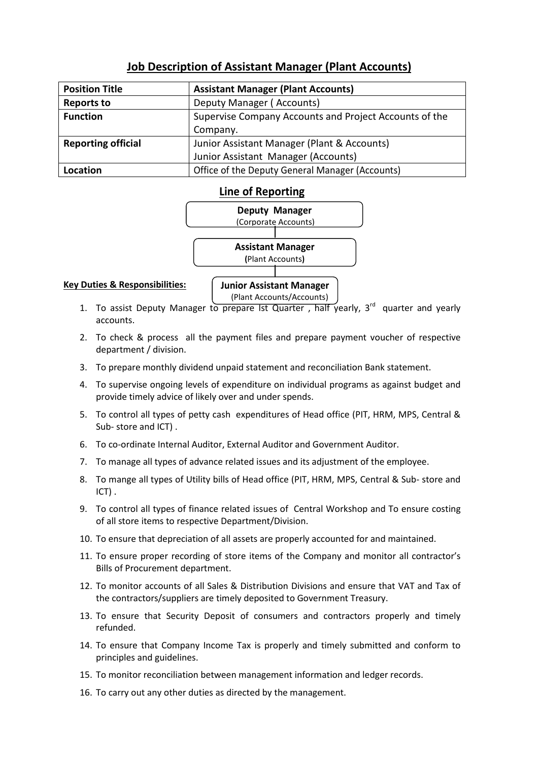## Job Description of Assistant Manager (Plant Accounts)

| **Position Title** | **Assistant Manager (Plant Accounts)** |
|---|---|
| **Reports to** | Deputy Manager ( Accounts) |
| **Function** | Supervise Company Accounts and Project Accounts of the Company. |
| **Reporting official** | Junior Assistant Manager (Plant & Accounts)<br>Junior Assistant Manager (Accounts) |
| **Location** | Office of the Deputy General Manager (Accounts) |

### Line of Reporting

**Deputy Manager**
(Corporate Accounts)

↓

**Assistant Manager**
(Plant Accounts)

↓

**Junior Assistant Manager**
(Plant Accounts/Accounts)

**Key Duties & Responsibilities:**

1. To assist Deputy Manager to prepare Ist Quarter , half yearly, 3rd quarter and yearly accounts.
2. To check & process all the payment files and prepare payment voucher of respective department / division.
3. To prepare monthly dividend unpaid statement and reconciliation Bank statement.
4. To supervise ongoing levels of expenditure on individual programs as against budget and provide timely advice of likely over and under spends.
5. To control all types of petty cash expenditures of Head office (PIT, HRM, MPS, Central & Sub- store and ICT) .
6. To co-ordinate Internal Auditor, External Auditor and Government Auditor.
7. To manage all types of advance related issues and its adjustment of the employee.
8. To mange all types of Utility bills of Head office (PIT, HRM, MPS, Central & Sub- store and ICT) .
9. To control all types of finance related issues of Central Workshop and To ensure costing of all store items to respective Department/Division.
10. To ensure that depreciation of all assets are properly accounted for and maintained.
11. To ensure proper recording of store items of the Company and monitor all contractor's Bills of Procurement department.
12. To monitor accounts of all Sales & Distribution Divisions and ensure that VAT and Tax of the contractors/suppliers are timely deposited to Government Treasury.
13. To ensure that Security Deposit of consumers and contractors properly and timely refunded.
14. To ensure that Company Income Tax is properly and timely submitted and conform to principles and guidelines.
15. To monitor reconciliation between management information and ledger records.
16. To carry out any other duties as directed by the management.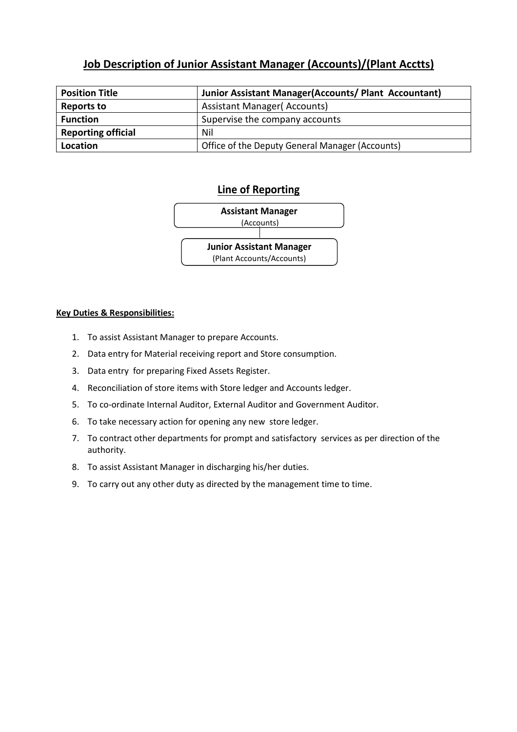## Job Description of Junior Assistant Manager (Accounts)/(Plant Acctts)

| | |
|---|---|
| **Position Title** | **Junior Assistant Manager(Accounts/ Plant Accountant)** |
| **Reports to** | Assistant Manager( Accounts) |
| **Function** | Supervise the company accounts |
| **Reporting official** | Nil |
| **Location** | Office of the Deputy General Manager (Accounts) |

### Line of Reporting

**Assistant Manager**
(Accounts)

**Junior Assistant Manager**
(Plant Accounts/Accounts)

**Key Duties & Responsibilities:**

1. To assist Assistant Manager to prepare Accounts.
2. Data entry for Material receiving report and Store consumption.
3. Data entry for preparing Fixed Assets Register.
4. Reconciliation of store items with Store ledger and Accounts ledger.
5. To co-ordinate Internal Auditor, External Auditor and Government Auditor.
6. To take necessary action for opening any new store ledger.
7. To contract other departments for prompt and satisfactory services as per direction of the authority.
8. To assist Assistant Manager in discharging his/her duties.
9. To carry out any other duty as directed by the management time to time.